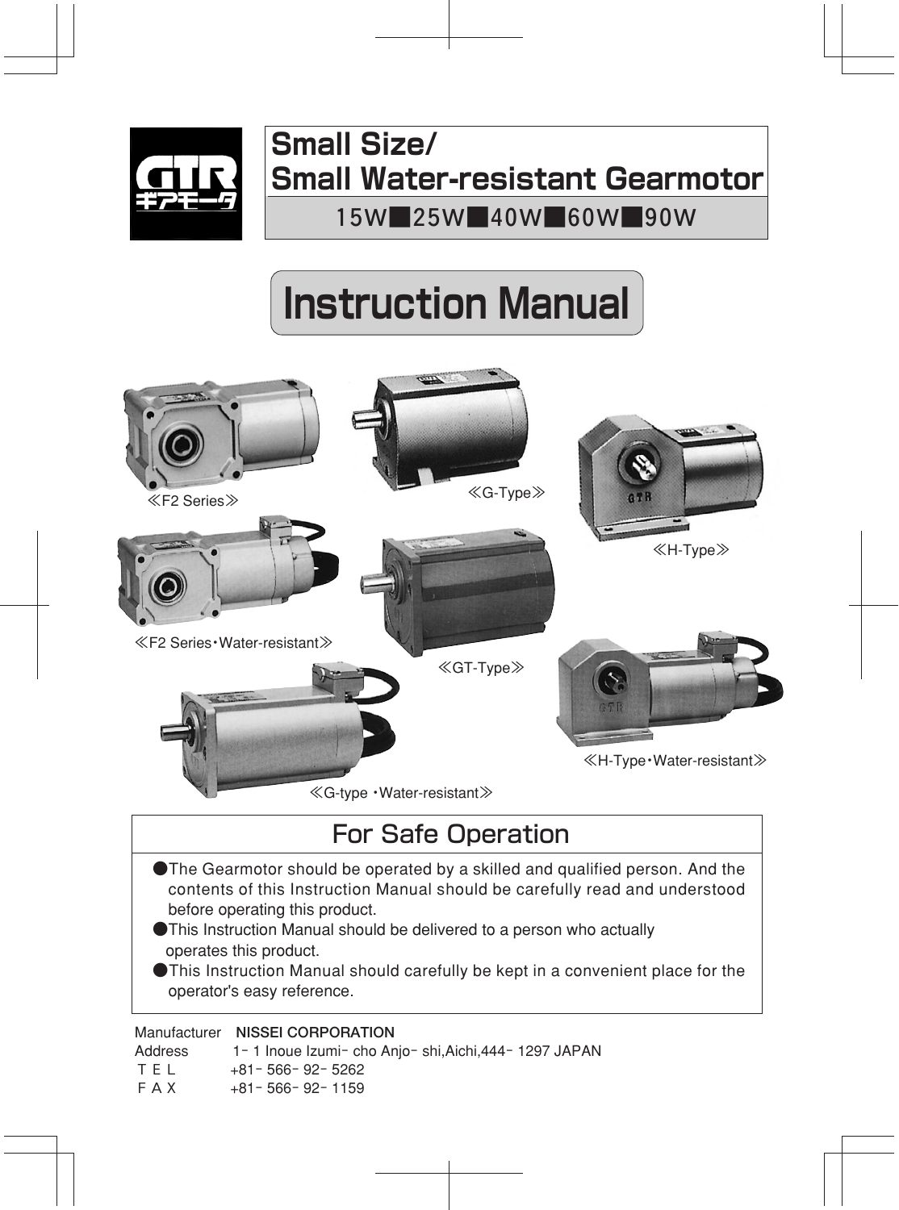GTR ギアモータ

# Small Size/ Small Water-resistant Gearmotor

15W■25W■40W■60W■90W

# Instruction Manual

≪F2 Series≫

≪G-Type≫

≪H-Type≫

≪F2 Series・Water-resistant≫

≪GT-Type≫

≪G-type ・Water-resistant≫

≪H-Type・Water-resistant≫

## For Safe Operation

- The Gearmotor should be operated by a skilled and qualified person. And the contents of this Instruction Manual should be carefully read and understood before operating this product.
- This Instruction Manual should be delivered to a person who actually operates this product.
- This Instruction Manual should carefully be kept in a convenient place for the operator's easy reference.

Manufacturer **NISSEI CORPORATION**
Address 1－1 Inoue Izumi－cho Anjo－shi,Aichi,444－1297 JAPAN
ＴＥＬ +81－566－92－5262
ＦＡＸ +81－566－92－1159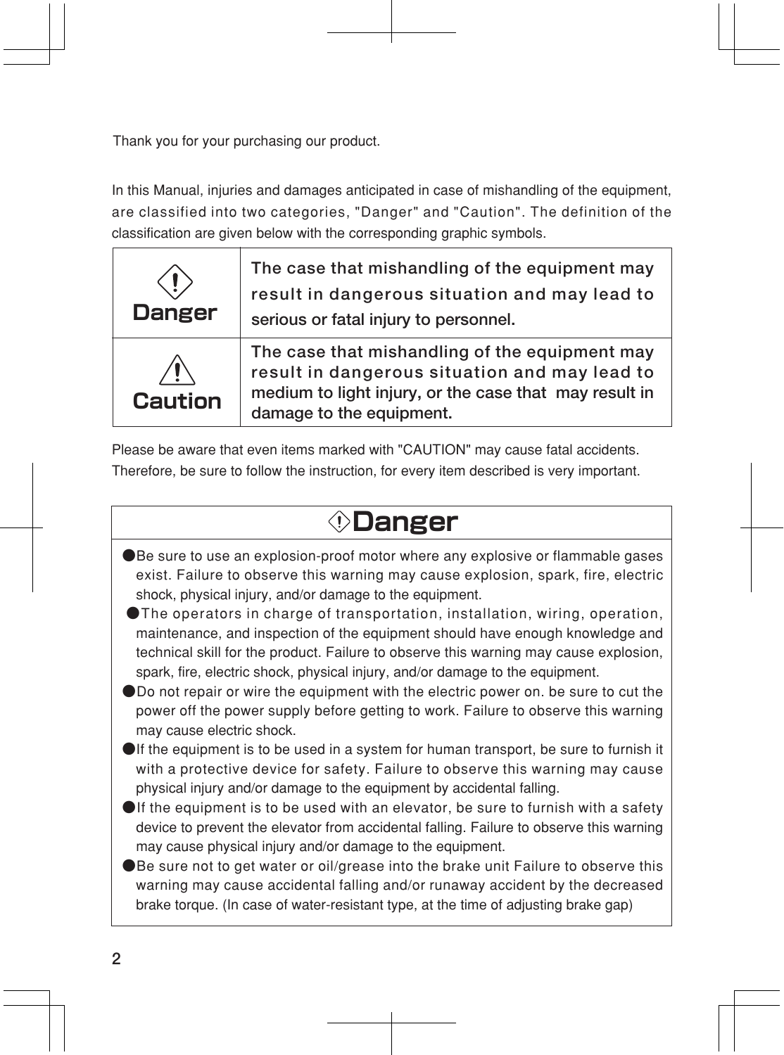Thank you for your purchasing our product.

In this Manual, injuries and damages anticipated in case of mishandling of the equipment, are classified into two categories, "Danger" and "Caution". The definition of the classification are given below with the corresponding graphic symbols.

| | |
|---|---|
| ⚠ **Danger** | **The case that mishandling of the equipment may result in dangerous situation and may lead to serious or fatal injury to personnel.** |
| ⚠ **Caution** | **The case that mishandling of the equipment may result in dangerous situation and may lead to medium to light injury, or the case that may result in damage to the equipment.** |

Please be aware that even items marked with "CAUTION" may cause fatal accidents. Therefore, be sure to follow the instruction, for every item described is very important.

## ⚠ Danger

- Be sure to use an explosion-proof motor where any explosive or flammable gases exist. Failure to observe this warning may cause explosion, spark, fire, electric shock, physical injury, and/or damage to the equipment.
- The operators in charge of transportation, installation, wiring, operation, maintenance, and inspection of the equipment should have enough knowledge and technical skill for the product. Failure to observe this warning may cause explosion, spark, fire, electric shock, physical injury, and/or damage to the equipment.
- Do not repair or wire the equipment with the electric power on. be sure to cut the power off the power supply before getting to work. Failure to observe this warning may cause electric shock.
- If the equipment is to be used in a system for human transport, be sure to furnish it with a protective device for safety. Failure to observe this warning may cause physical injury and/or damage to the equipment by accidental falling.
- If the equipment is to be used with an elevator, be sure to furnish with a safety device to prevent the elevator from accidental falling. Failure to observe this warning may cause physical injury and/or damage to the equipment.
- Be sure not to get water or oil/grease into the brake unit Failure to observe this warning may cause accidental falling and/or runaway accident by the decreased brake torque. (In case of water-resistant type, at the time of adjusting brake gap)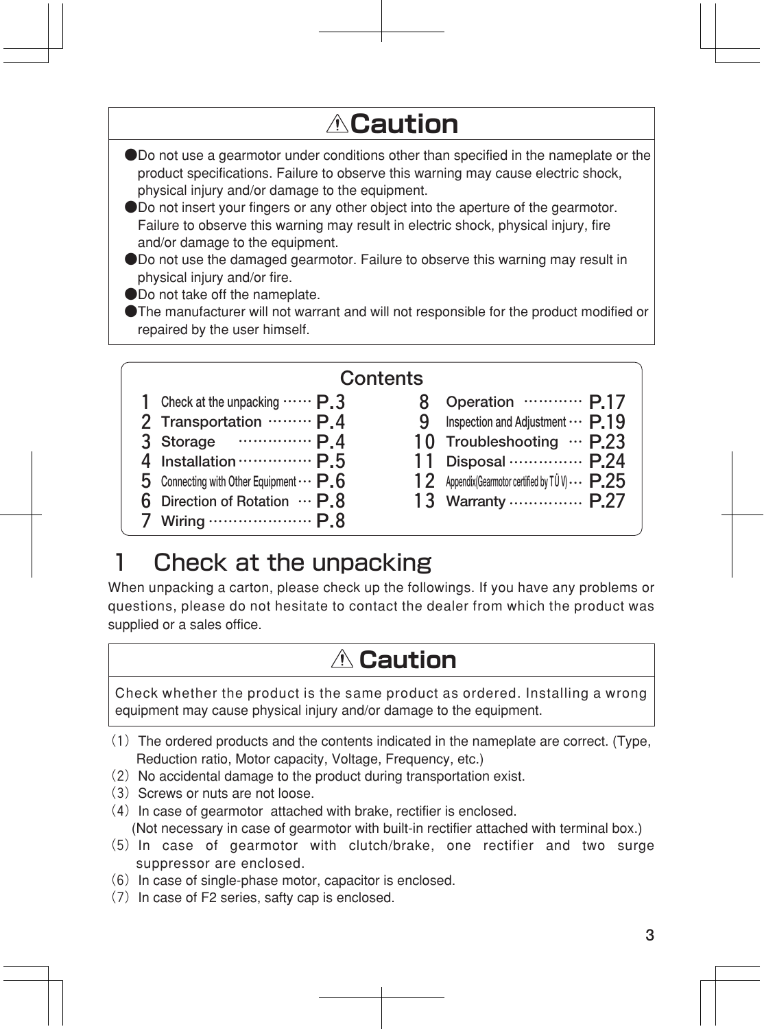## ⚠Caution

- Do not use a gearmotor under conditions other than specified in the nameplate or the product specifications. Failure to observe this warning may cause electric shock, physical injury and/or damage to the equipment.
- Do not insert your fingers or any other object into the aperture of the gearmotor. Failure to observe this warning may result in electric shock, physical injury, fire and/or damage to the equipment.
- Do not use the damaged gearmotor. Failure to observe this warning may result in physical injury and/or fire.
- Do not take off the nameplate.
- The manufacturer will not warrant and will not responsible for the product modified or repaired by the user himself.

## Contents

| No. | Item | Page |
|---|---|---|
| 1 | Check at the unpacking | P.3 |
| 2 | Transportation | P.4 |
| 3 | Storage | P.4 |
| 4 | Installation | P.5 |
| 5 | Connecting with Other Equipment | P.6 |
| 6 | Direction of Rotation | P.8 |
| 7 | Wiring | P.8 |
| 8 | Operation | P.17 |
| 9 | Inspection and Adjustment | P.19 |
| 10 | Troubleshooting | P.23 |
| 11 | Disposal | P.24 |
| 12 | Appendix(Gearmotor certified by TÜV) | P.25 |
| 13 | Warranty | P.27 |

# 1 Check at the unpacking

When unpacking a carton, please check up the followings. If you have any problems or questions, please do not hesitate to contact the dealer from which the product was supplied or a sales office.

## ⚠ Caution

Check whether the product is the same product as ordered. Installing a wrong equipment may cause physical injury and/or damage to the equipment.

(1) The ordered products and the contents indicated in the nameplate are correct. (Type, Reduction ratio, Motor capacity, Voltage, Frequency, etc.)

(2) No accidental damage to the product during transportation exist.

(3) Screws or nuts are not loose.

(4) In case of gearmotor attached with brake, rectifier is enclosed.
(Not necessary in case of gearmotor with built-in rectifier attached with terminal box.)

(5) In case of gearmotor with clutch/brake, one rectifier and two surge suppressor are enclosed.

(6) In case of single-phase motor, capacitor is enclosed.

(7) In case of F2 series, safty cap is enclosed.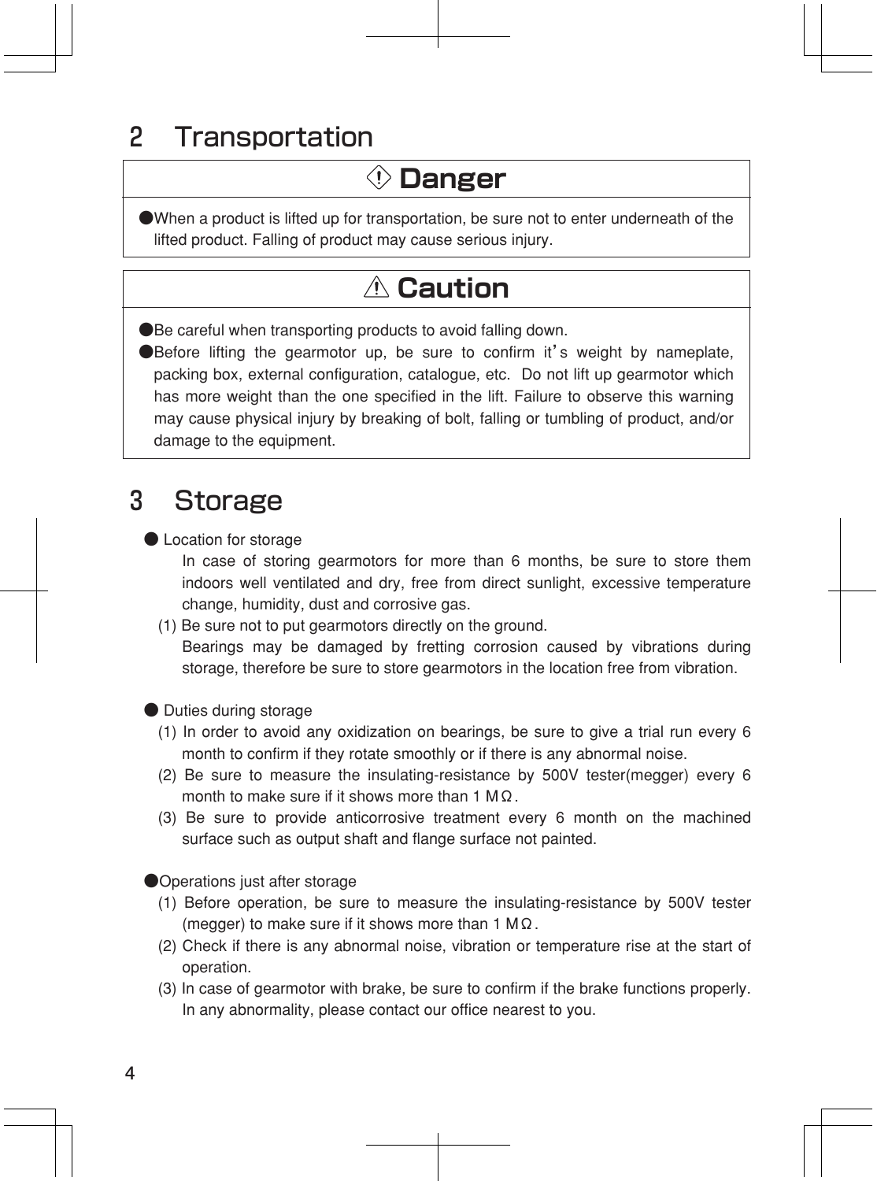## 2 Transportation

### Danger

- When a product is lifted up for transportation, be sure not to enter underneath of the lifted product. Falling of product may cause serious injury.

### Caution

- Be careful when transporting products to avoid falling down.
- Before lifting the gearmotor up, be sure to confirm it's weight by nameplate, packing box, external configuration, catalogue, etc. Do not lift up gearmotor which has more weight than the one specified in the lift. Failure to observe this warning may cause physical injury by breaking of bolt, falling or tumbling of product, and/or damage to the equipment.

## 3 Storage

- Location for storage

  In case of storing gearmotors for more than 6 months, be sure to store them indoors well ventilated and dry, free from direct sunlight, excessive temperature change, humidity, dust and corrosive gas.

  (1) Be sure not to put gearmotors directly on the ground.

  Bearings may be damaged by fretting corrosion caused by vibrations during storage, therefore be sure to store gearmotors in the location free from vibration.

- Duties during storage

  (1) In order to avoid any oxidization on bearings, be sure to give a trial run every 6 month to confirm if they rotate smoothly or if there is any abnormal noise.

  (2) Be sure to measure the insulating-resistance by 500V tester(megger) every 6 month to make sure if it shows more than 1 MΩ.

  (3) Be sure to provide anticorrosive treatment every 6 month on the machined surface such as output shaft and flange surface not painted.

- Operations just after storage

  (1) Before operation, be sure to measure the insulating-resistance by 500V tester (megger) to make sure if it shows more than 1 MΩ.

  (2) Check if there is any abnormal noise, vibration or temperature rise at the start of operation.

  (3) In case of gearmotor with brake, be sure to confirm if the brake functions properly. In any abnormality, please contact our office nearest to you.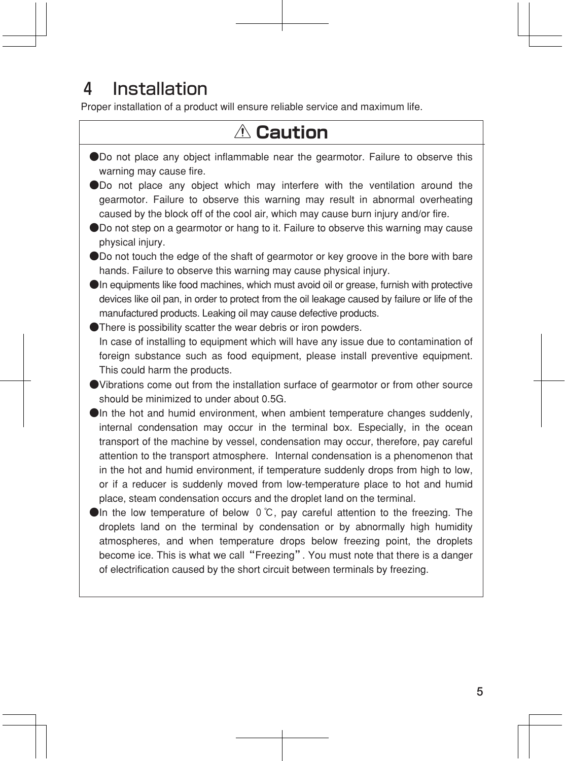# 4 Installation

Proper installation of a product will ensure reliable service and maximum life.

## ⚠ Caution

- Do not place any object inflammable near the gearmotor. Failure to observe this warning may cause fire.
- Do not place any object which may interfere with the ventilation around the gearmotor. Failure to observe this warning may result in abnormal overheating caused by the block off of the cool air, which may cause burn injury and/or fire.
- Do not step on a gearmotor or hang to it. Failure to observe this warning may cause physical injury.
- Do not touch the edge of the shaft of gearmotor or key groove in the bore with bare hands. Failure to observe this warning may cause physical injury.
- In equipments like food machines, which must avoid oil or grease, furnish with protective devices like oil pan, in order to protect from the oil leakage caused by failure or life of the manufactured products. Leaking oil may cause defective products.
- There is possibility scatter the wear debris or iron powders.
  In case of installing to equipment which will have any issue due to contamination of foreign substance such as food equipment, please install preventive equipment. This could harm the products.
- Vibrations come out from the installation surface of gearmotor or from other source should be minimized to under about 0.5G.
- In the hot and humid environment, when ambient temperature changes suddenly, internal condensation may occur in the terminal box. Especially, in the ocean transport of the machine by vessel, condensation may occur, therefore, pay careful attention to the transport atmosphere. Internal condensation is a phenomenon that in the hot and humid environment, if temperature suddenly drops from high to low, or if a reducer is suddenly moved from low-temperature place to hot and humid place, steam condensation occurs and the droplet land on the terminal.
- In the low temperature of below 0℃, pay careful attention to the freezing. The droplets land on the terminal by condensation or by abnormally high humidity atmospheres, and when temperature drops below freezing point, the droplets become ice. This is what we call "Freezing". You must note that there is a danger of electrification caused by the short circuit between terminals by freezing.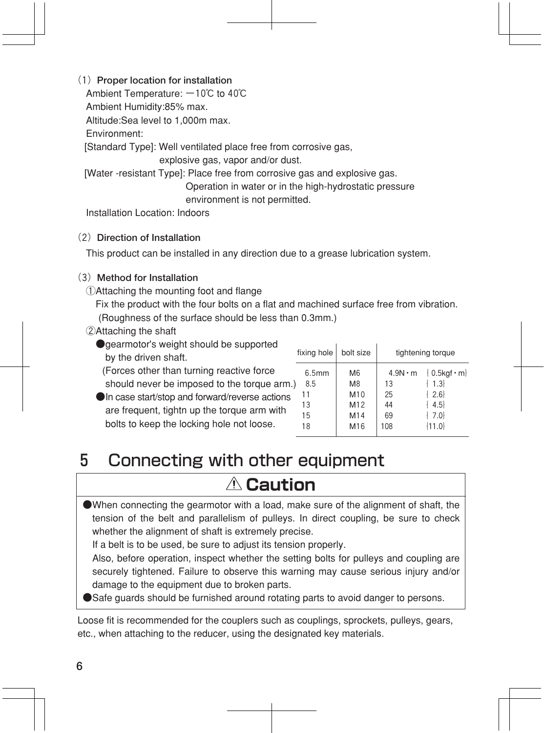(1) **Proper location for installation**

Ambient Temperature: −10℃ to 40℃
Ambient Humidity:85% max.
Altitude:Sea level to 1,000m max.
Environment:
[Standard Type]: Well ventilated place free from corrosive gas, explosive gas, vapor and/or dust.
[Water -resistant Type]: Place free from corrosive gas and explosive gas. Operation in water or in the high-hydrostatic pressure environment is not permitted.
Installation Location: Indoors

(2) **Direction of Installation**

This product can be installed in any direction due to a grease lubrication system.

(3) **Method for Installation**

①Attaching the mounting foot and flange
Fix the product with the four bolts on a flat and machined surface free from vibration. (Roughness of the surface should be less than 0.3mm.)

②Attaching the shaft
- gearmotor's weight should be supported by the driven shaft. (Forces other than turning reactive force should never be imposed to the torque arm.)
- In case start/stop and forward/reverse actions are frequent, tightn up the torque arm with bolts to keep the locking hole not loose.

| fixing hole | bolt size | tightening torque | |
|---|---|---|---|
| 6.5mm | M6 | 4.9N・m | {0.5kgf・m} |
| 8.5 | M8 | 13 | {1.3} |
| 11 | M10 | 25 | {2.6} |
| 13 | M12 | 44 | {4.5} |
| 15 | M14 | 69 | {7.0} |
| 18 | M16 | 108 | {11.0} |

# 5 Connecting with other equipment

**⚠ Caution**

- When connecting the gearmotor with a load, make sure of the alignment of shaft, the tension of the belt and parallelism of pulleys. In direct coupling, be sure to check whether the alignment of shaft is extremely precise.
  If a belt is to be used, be sure to adjust its tension properly.
  Also, before operation, inspect whether the setting bolts for pulleys and coupling are securely tightened. Failure to observe this warning may cause serious injury and/or damage to the equipment due to broken parts.
- Safe guards should be furnished around rotating parts to avoid danger to persons.

Loose fit is recommended for the couplers such as couplings, sprockets, pulleys, gears, etc., when attaching to the reducer, using the designated key materials.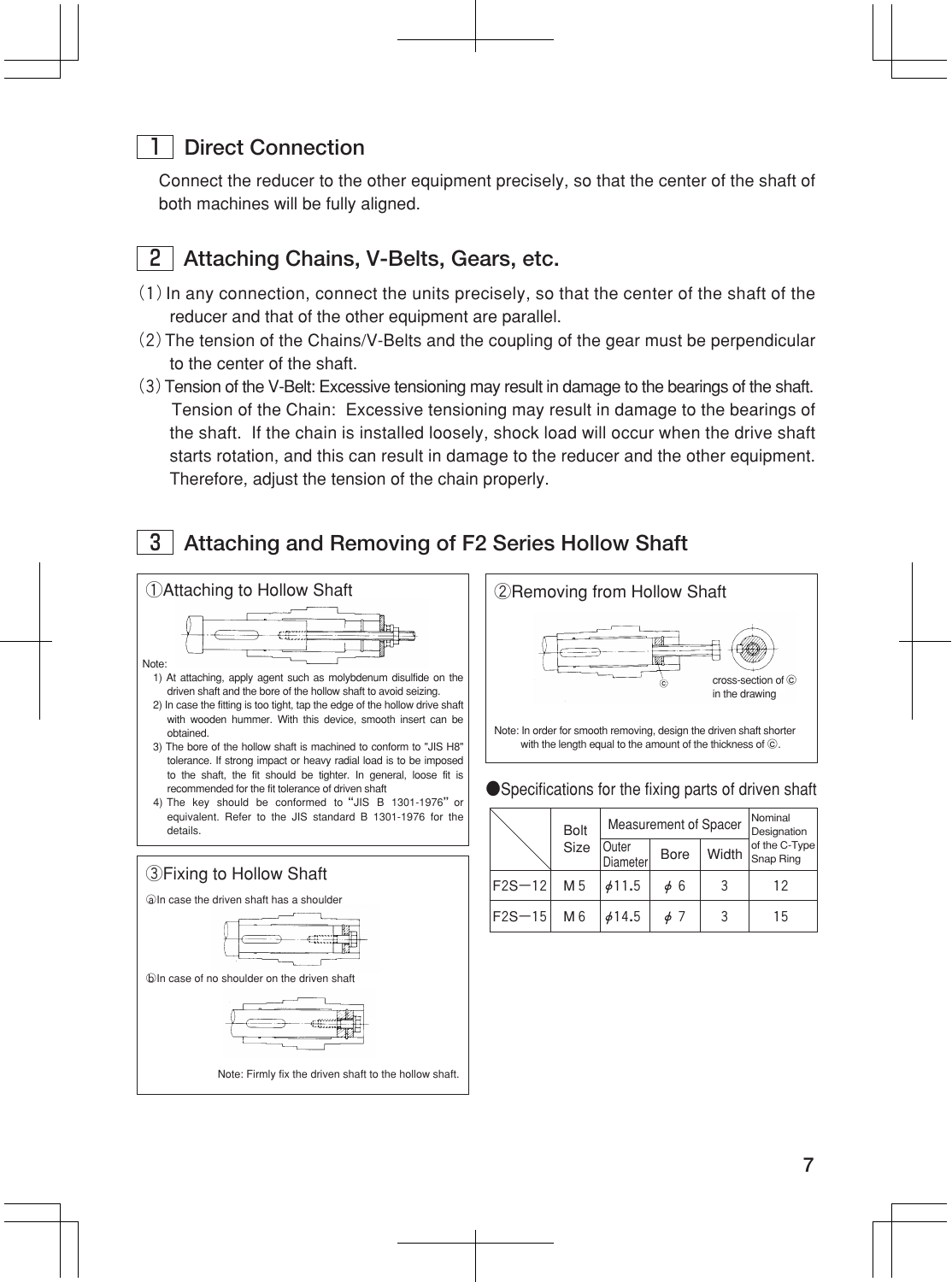## 1 Direct Connection

Connect the reducer to the other equipment precisely, so that the center of the shaft of both machines will be fully aligned.

## 2 Attaching Chains, V-Belts, Gears, etc.

(1) In any connection, connect the units precisely, so that the center of the shaft of the reducer and that of the other equipment are parallel.

(2) The tension of the Chains/V-Belts and the coupling of the gear must be perpendicular to the center of the shaft.

(3) Tension of the V-Belt: Excessive tensioning may result in damage to the bearings of the shaft.
Tension of the Chain: Excessive tensioning may result in damage to the bearings of the shaft. If the chain is installed loosely, shock load will occur when the drive shaft starts rotation, and this can result in damage to the reducer and the other equipment. Therefore, adjust the tension of the chain properly.

## 3 Attaching and Removing of F2 Series Hollow Shaft

### ① Attaching to Hollow Shaft

Note:

1) At attaching, apply agent such as molybdenum disulfide on the driven shaft and the bore of the hollow shaft to avoid seizing.
2) In case the fitting is too tight, tap the edge of the hollow drive shaft with wooden hummer. With this device, smooth insert can be obtained.
3) The bore of the hollow shaft is machined to conform to "JIS H8" tolerance. If strong impact or heavy radial load is to be imposed to the shaft, the fit should be tighter. In general, loose fit is recommended for the fit tolerance of driven shaft
4) The key should be conformed to "JIS B 1301-1976" or equivalent. Refer to the JIS standard B 1301-1976 for the details.

### ② Removing from Hollow Shaft

ⓒ

cross-section of ⓒ in the drawing

Note: In order for smooth removing, design the driven shaft shorter with the length equal to the amount of the thickness of ⓒ.

### ③ Fixing to Hollow Shaft

ⓐ In case the driven shaft has a shoulder

ⓑ In case of no shoulder on the driven shaft

Note: Firmly fix the driven shaft to the hollow shaft.

### ● Specifications for the fixing parts of driven shaft

| | Bolt Size | Measurement of Spacer | | | Nominal Designation of the C-Type Snap Ring |
|---|---|---|---|---|---|
| | | Outer Diameter | Bore | Width | |
| F2S−12 | M5 | φ11.5 | φ6 | 3 | 12 |
| F2S−15 | M6 | φ14.5 | φ7 | 3 | 15 |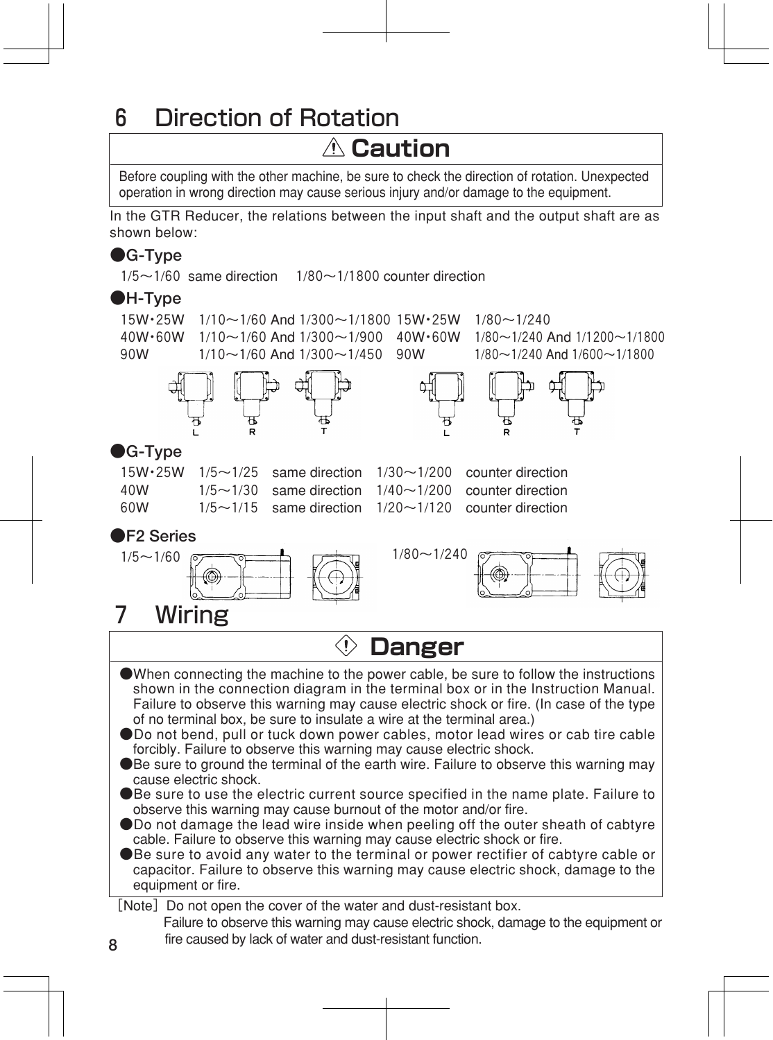## 6 Direction of Rotation

**⚠ Caution**

Before coupling with the other machine, be sure to check the direction of rotation. Unexpected operation in wrong direction may cause serious injury and/or damage to the equipment.

In the GTR Reducer, the relations between the input shaft and the output shaft are as shown below:

### ●G-Type

1/5～1/60 same direction 1/80～1/1800 counter direction

### ●H-Type

| | | | |
|---|---|---|---|
| 15W・25W | 1/10～1/60 And 1/300～1/1800 | 15W・25W | 1/80～1/240 |
| 40W・60W | 1/10～1/60 And 1/300～1/900 | 40W・60W | 1/80～1/240 And 1/1200～1/1800 |
| 90W | 1/10～1/60 And 1/300～1/450 | 90W | 1/80～1/240 And 1/600～1/1800 |

L R T L R T

### ●G-Type

| | | | | |
|---|---|---|---|---|
| 15W・25W | 1/5～1/25 | same direction | 1/30～1/200 | counter direction |
| 40W | 1/5～1/30 | same direction | 1/40～1/200 | counter direction |
| 60W | 1/5～1/15 | same direction | 1/20～1/120 | counter direction |

### ●F2 Series

1/5～1/60 1/80～1/240

## 7 Wiring

**⚠ Danger**

- ●When connecting the machine to the power cable, be sure to follow the instructions shown in the connection diagram in the terminal box or in the Instruction Manual. Failure to observe this warning may cause electric shock or fire. (In case of the type of no terminal box, be sure to insulate a wire at the terminal area.)
- ●Do not bend, pull or tuck down power cables, motor lead wires or cab tire cable forcibly. Failure to observe this warning may cause electric shock.
- ●Be sure to ground the terminal of the earth wire. Failure to observe this warning may cause electric shock.
- ●Be sure to use the electric current source specified in the name plate. Failure to observe this warning may cause burnout of the motor and/or fire.
- ●Do not damage the lead wire inside when peeling off the outer sheath of cabtyre cable. Failure to observe this warning may cause electric shock or fire.
- ●Be sure to avoid any water to the terminal or power rectifier of cabtyre cable or capacitor. Failure to observe this warning may cause electric shock, damage to the equipment or fire.

［Note］ Do not open the cover of the water and dust-resistant box.
Failure to observe this warning may cause electric shock, damage to the equipment or fire caused by lack of water and dust-resistant function.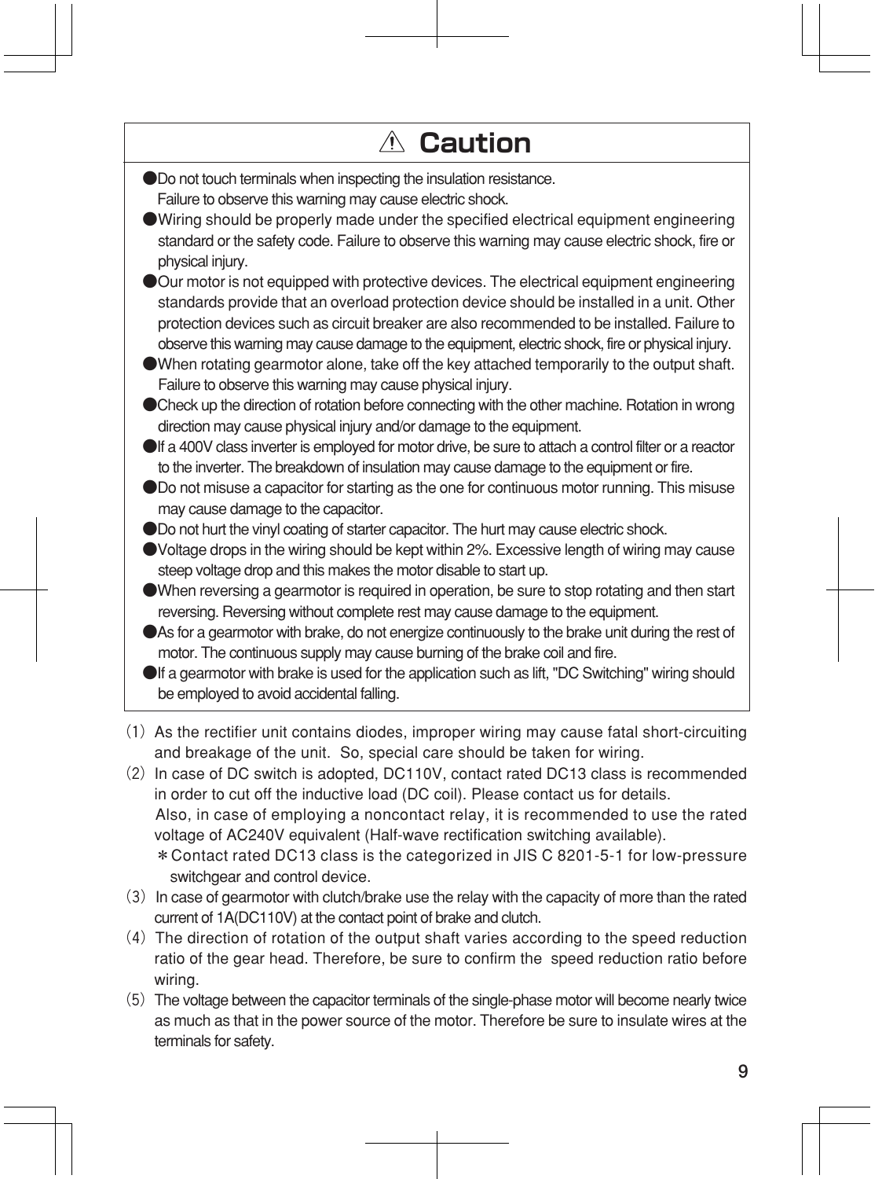## ⚠ Caution

- Do not touch terminals when inspecting the insulation resistance. Failure to observe this warning may cause electric shock.
- Wiring should be properly made under the specified electrical equipment engineering standard or the safety code. Failure to observe this warning may cause electric shock, fire or physical injury.
- Our motor is not equipped with protective devices. The electrical equipment engineering standards provide that an overload protection device should be installed in a unit. Other protection devices such as circuit breaker are also recommended to be installed. Failure to observe this warning may cause damage to the equipment, electric shock, fire or physical injury.
- When rotating gearmotor alone, take off the key attached temporarily to the output shaft. Failure to observe this warning may cause physical injury.
- Check up the direction of rotation before connecting with the other machine. Rotation in wrong direction may cause physical injury and/or damage to the equipment.
- If a 400V class inverter is employed for motor drive, be sure to attach a control filter or a reactor to the inverter. The breakdown of insulation may cause damage to the equipment or fire.
- Do not misuse a capacitor for starting as the one for continuous motor running. This misuse may cause damage to the capacitor.
- Do not hurt the vinyl coating of starter capacitor. The hurt may cause electric shock.
- Voltage drops in the wiring should be kept within 2%. Excessive length of wiring may cause steep voltage drop and this makes the motor disable to start up.
- When reversing a gearmotor is required in operation, be sure to stop rotating and then start reversing. Reversing without complete rest may cause damage to the equipment.
- As for a gearmotor with brake, do not energize continuously to the brake unit during the rest of motor. The continuous supply may cause burning of the brake coil and fire.
- If a gearmotor with brake is used for the application such as lift, "DC Switching" wiring should be employed to avoid accidental falling.

(1) As the rectifier unit contains diodes, improper wiring may cause fatal short-circuiting and breakage of the unit. So, special care should be taken for wiring.

(2) In case of DC switch is adopted, DC110V, contact rated DC13 class is recommended in order to cut off the inductive load (DC coil). Please contact us for details.
Also, in case of employing a noncontact relay, it is recommended to use the rated voltage of AC240V equivalent (Half-wave rectification switching available).
＊Contact rated DC13 class is the categorized in JIS C 8201-5-1 for low-pressure switchgear and control device.

(3) In case of gearmotor with clutch/brake use the relay with the capacity of more than the rated current of 1A(DC110V) at the contact point of brake and clutch.

(4) The direction of rotation of the output shaft varies according to the speed reduction ratio of the gear head. Therefore, be sure to confirm the speed reduction ratio before wiring.

(5) The voltage between the capacitor terminals of the single-phase motor will become nearly twice as much as that in the power source of the motor. Therefore be sure to insulate wires at the terminals for safety.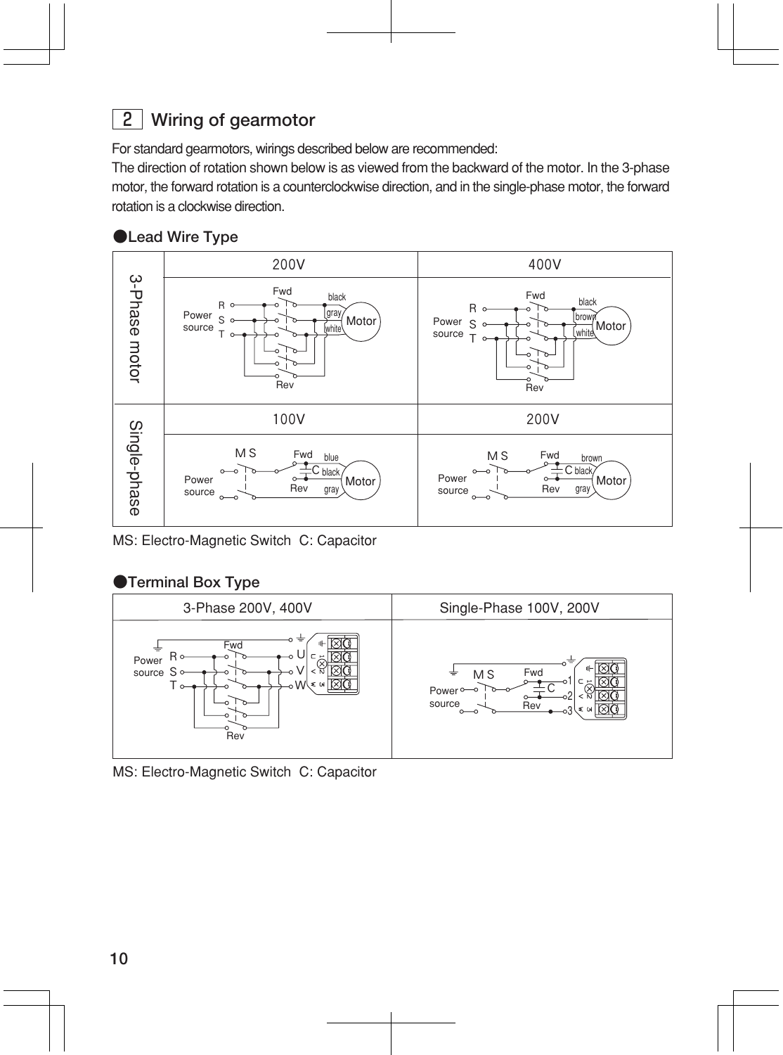## 2 Wiring of gearmotor

For standard gearmotors, wirings described below are recommended:
The direction of rotation shown below is as viewed from the backward of the motor. In the 3-phase motor, the forward rotation is a counterclockwise direction, and in the single-phase motor, the forward rotation is a clockwise direction.

### ●Lead Wire Type

| | 200V | 400V |
|---|---|---|
| 3-Phase motor | Power source R S T; Fwd; Rev; black, gray, white; Motor | Power source R S T; Fwd; Rev; black, brown, white; Motor |
| | **100V** | **200V** |
| Single-phase | Power source; M S; Fwd; Rev; C; blue, black, gray; Motor | Power source; M S; Fwd; Rev; C; brown, black, gray; Motor |

MS: Electro-Magnetic Switch C: Capacitor

### ●Terminal Box Type

| 3-Phase 200V, 400V | Single-Phase 100V, 200V |
|---|---|
| Power source R S T; Fwd; Rev; U V W; U1 V2 W3 | Power source; M S; Fwd; Rev; C; 1 2 3; U1 V2 W3 |

MS: Electro-Magnetic Switch C: Capacitor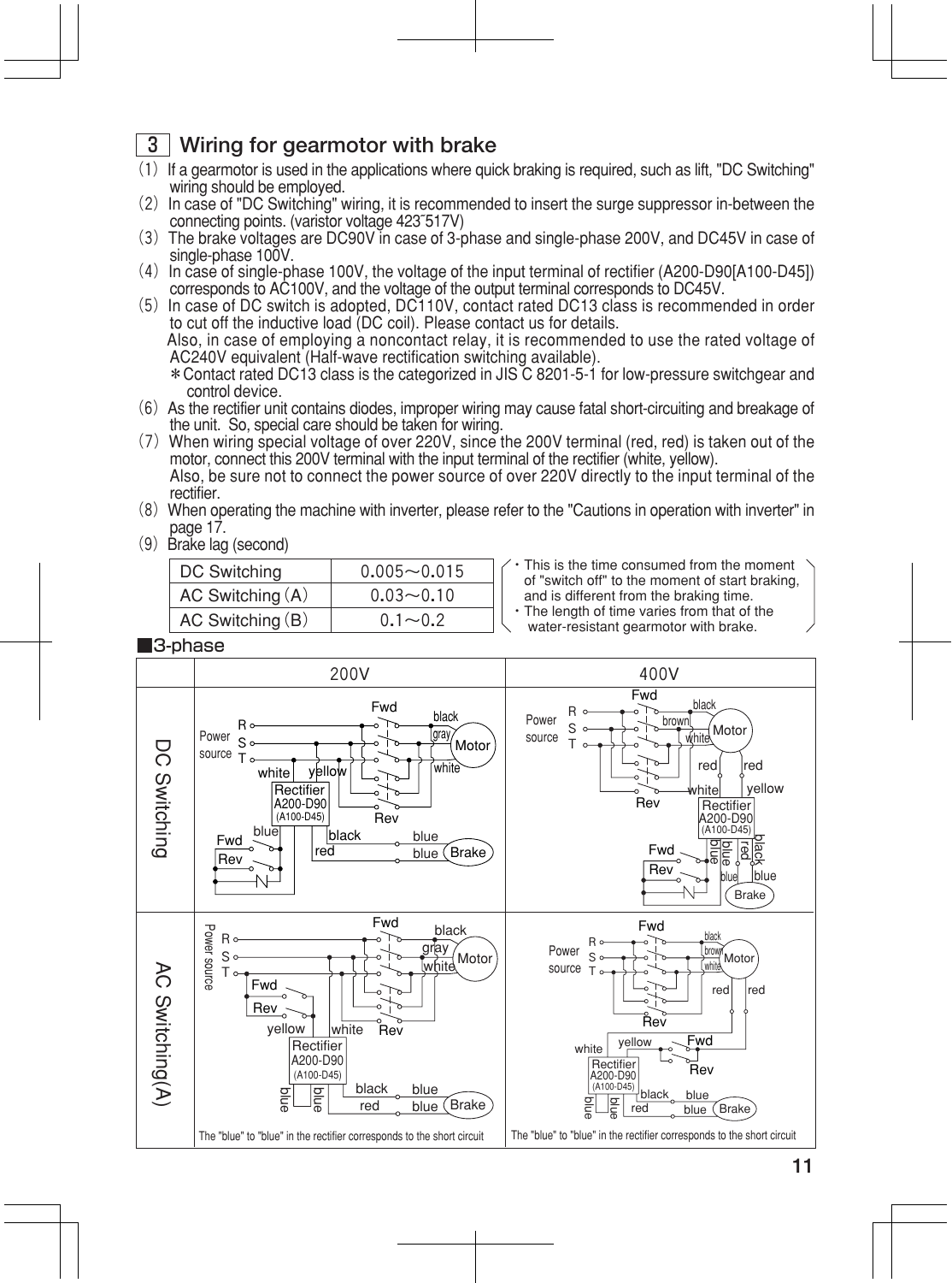## 3 Wiring for gearmotor with brake

(1) If a gearmotor is used in the applications where quick braking is required, such as lift, "DC Switching" wiring should be employed.

(2) In case of "DC Switching" wiring, it is recommended to insert the surge suppressor in-between the connecting points. (varistor voltage 423~517V)

(3) The brake voltages are DC90V in case of 3-phase and single-phase 200V, and DC45V in case of single-phase 100V.

(4) In case of single-phase 100V, the voltage of the input terminal of rectifier (A200-D90[A100-D45]) corresponds to AC100V, and the voltage of the output terminal corresponds to DC45V.

(5) In case of DC switch is adopted, DC110V, contact rated DC13 class is recommended in order to cut off the inductive load (DC coil). Please contact us for details.
Also, in case of employing a noncontact relay, it is recommended to use the rated voltage of AC240V equivalent (Half-wave rectification switching available).
＊Contact rated DC13 class is the categorized in JIS C 8201-5-1 for low-pressure switchgear and control device.

(6) As the rectifier unit contains diodes, improper wiring may cause fatal short-circuiting and breakage of the unit. So, special care should be taken for wiring.

(7) When wiring special voltage of over 220V, since the 200V terminal (red, red) is taken out of the motor, connect this 200V terminal with the input terminal of the rectifier (white, yellow).
Also, be sure not to connect the power source of over 220V directly to the input terminal of the rectifier.

(8) When operating the machine with inverter, please refer to the "Cautions in operation with inverter" in page 17.

(9) Brake lag (second)

| | |
|---|---|
| DC Switching | 0.005～0.015 |
| AC Switching (A) | 0.03～0.10 |
| AC Switching (B) | 0.1～0.2 |

- This is the time consumed from the moment of "switch off" to the moment of start braking, and is different from the braking time.
- The length of time varies from that of the water-resistant gearmotor with brake.

### ■3-phase

| | 200V | 400V |
|---|---|---|
| DC Switching | Power source R S T; Fwd; Rev; black; gray; white; Motor; white; yellow; Rectifier A200-D90 (A100-D45); blue; black; red; blue; blue; Brake; Fwd; Rev | Power source R S T; Fwd; Rev; black; brown; white; Motor; red; red; white; yellow; Rectifier A200-D90 (A100-D45); blue; blue; red; black; blue; blue; Brake; Fwd; Rev |
| AC Switching(A) | Power source R S T; Fwd; Rev; black; gray; white; Motor; Fwd; Rev; yellow; white; Rectifier A200-D90 (A100-D45); blue; blue; black; red; blue; blue; Brake | Power source R S T; Fwd; Rev; black; brown; white; Motor; red; red; white; yellow; Fwd; Rev; Rectifier A200-D90 (A100-D45); blue; blue; black; red; blue; blue; Brake |

The "blue" to "blue" in the rectifier corresponds to the short circuit

The "blue" to "blue" in the rectifier corresponds to the short circuit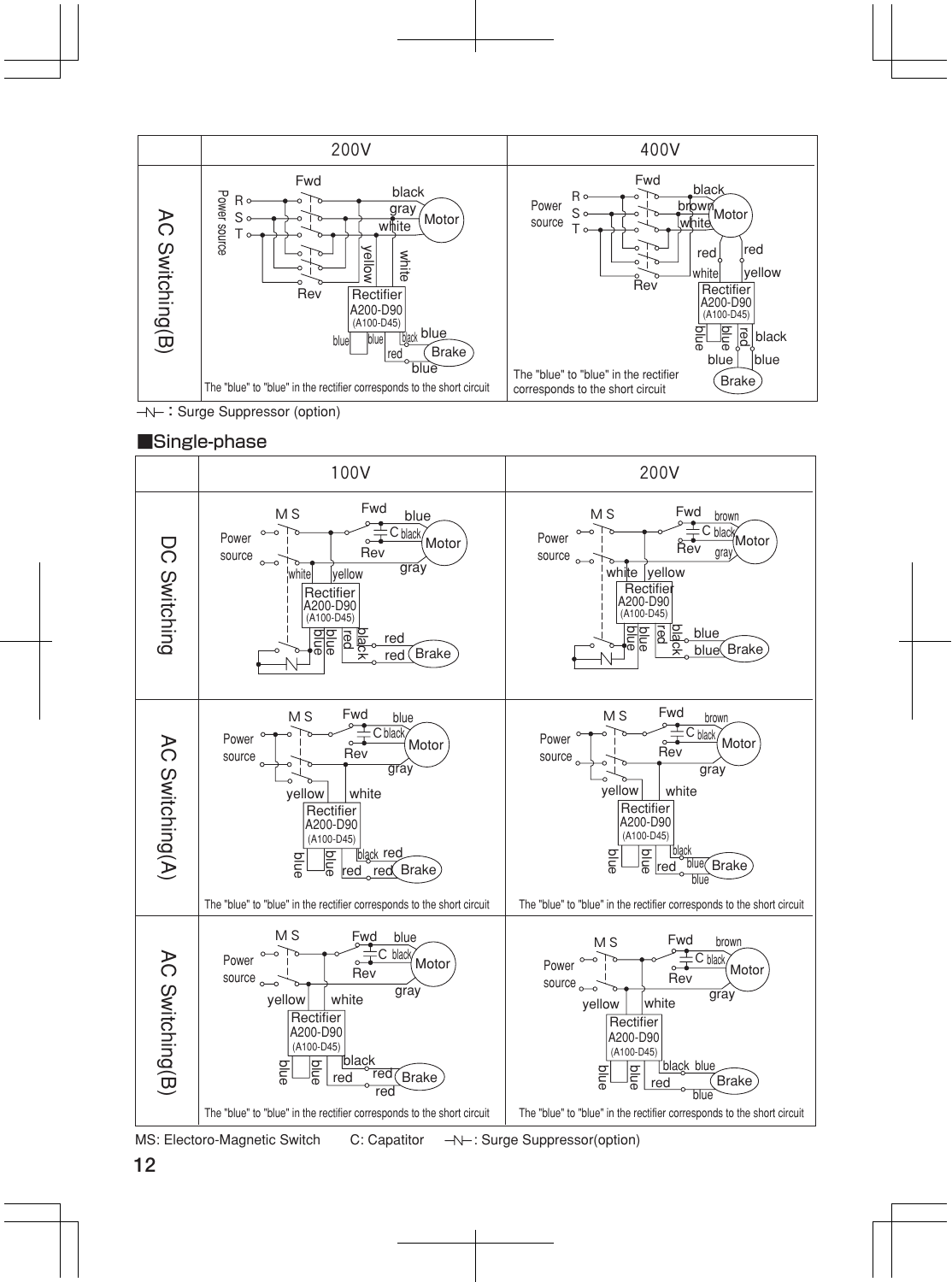| | 200V | 400V |
|---|---|---|
| AC Switching(B) | Fwd, Rev, R, S, T, Power source, black, gray, white, Motor, yellow, white, Rectifier A200-D90 (A100-D45), blue, blue, black, blue, red, Brake, blue<br>The "blue" to "blue" in the rectifier corresponds to the short circuit | Fwd, Rev, R, S, T, Power source, black, brown, white, Motor, red, red, white, yellow, Rectifier A200-D90 (A100-D45), blue, blue, red, black, blue, blue, Brake<br>The "blue" to "blue" in the rectifier corresponds to the short circuit |

—N— : Surge Suppressor (option)

## ■Single-phase

| | 100V | 200V |
|---|---|---|
| DC Switching | M S, Fwd, Rev, Power source, blue, C, black, Motor, gray, white, yellow, Rectifier A200-D90 (A100-D45), blue, blue, red, black, red, red, Brake | M S, Fwd, Rev, Power source, brown, C, black, Motor, gray, white, yellow, Rectifier A200-D90 (A100-D45), blue, blue, red, black, blue, blue, Brake |
| AC Switching(A) | M S, Fwd, Rev, Power source, blue, C, black, Motor, gray, yellow, white, Rectifier A200-D90 (A100-D45), blue, blue, black, red, red, red, Brake<br>The "blue" to "blue" in the rectifier corresponds to the short circuit | M S, Fwd, Rev, Power source, brown, C, black, Motor, gray, yellow, white, Rectifier A200-D90 (A100-D45), blue, blue, black, red, blue, blue, Brake<br>The "blue" to "blue" in the rectifier corresponds to the short circuit |
| AC Switching(B) | M S, Fwd, Rev, Power source, blue, C, black, Motor, gray, yellow, white, Rectifier A200-D90 (A100-D45), blue, blue, black, red, red, red, Brake<br>The "blue" to "blue" in the rectifier corresponds to the short circuit | M S, Fwd, Rev, Power source, brown, C, black, Motor, gray, yellow, white, Rectifier A200-D90 (A100-D45), blue, blue, black, blue, red, blue, Brake<br>The "blue" to "blue" in the rectifier corresponds to the short circuit |

MS: Electoro-Magnetic Switch　　C: Capatitor　　—N—: Surge Suppressor(option)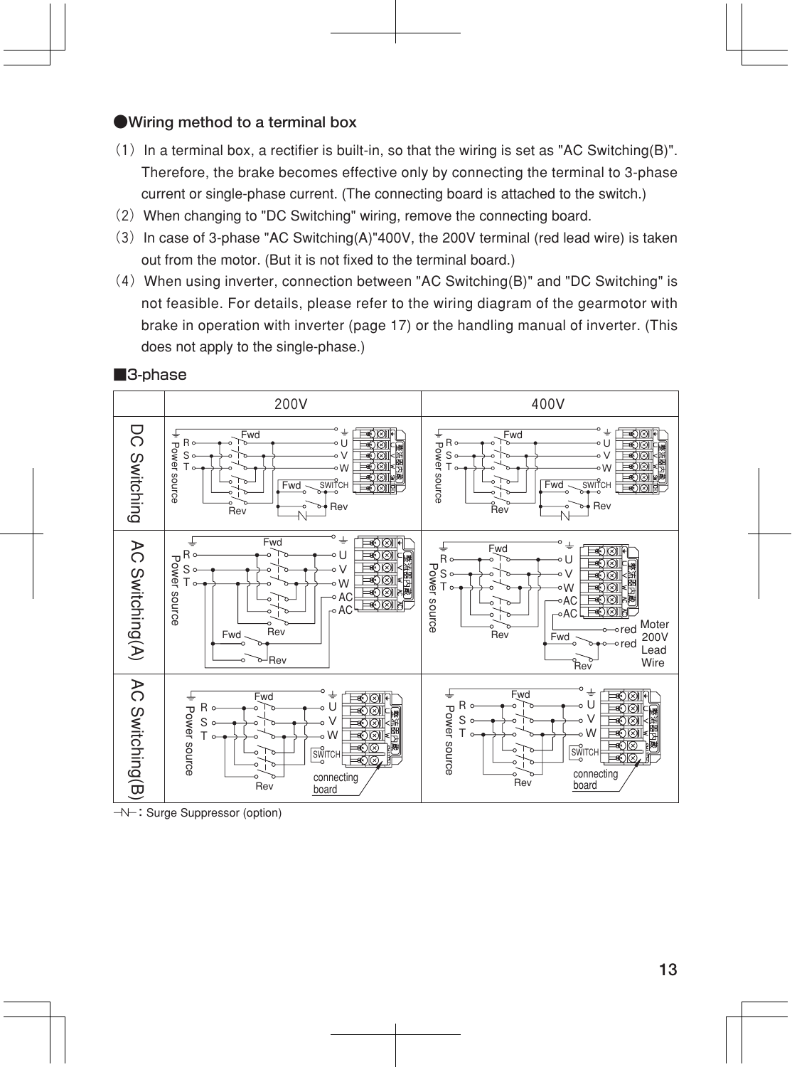## ●Wiring method to a terminal box

(1) In a terminal box, a rectifier is built-in, so that the wiring is set as "AC Switching(B)". Therefore, the brake becomes effective only by connecting the terminal to 3-phase current or single-phase current. (The connecting board is attached to the switch.)

(2) When changing to "DC Switching" wiring, remove the connecting board.

(3) In case of 3-phase "AC Switching(A)"400V, the 200V terminal (red lead wire) is taken out from the motor. (But it is not fixed to the terminal board.)

(4) When using inverter, connection between "AC Switching(B)" and "DC Switching" is not feasible. For details, please refer to the wiring diagram of the gearmotor with brake in operation with inverter (page 17) or the handling manual of inverter. (This does not apply to the single-phase.)

### ■3-phase

| | 200V | 400V |
|---|---|---|
| DC Switching | Power source R S T — Fwd / Rev — U V W — Fwd SWITCH Rev | Power source R S T — Fwd / Rev — U V W — Fwd SWITCH Rev |
| AC Switching(A) | Power source R S T — Fwd / Rev — U V W AC AC — Fwd Rev | Power source R S T — Fwd / Rev — U V W AC AC — Fwd Rev — red red Moter 200V Lead Wire |
| AC Switching(B) | Power source R S T — Fwd / Rev — U V W — SWITCH connecting board | Power source R S T — Fwd / Rev — U V W — SWITCH connecting board |

—N—: Surge Suppressor (option)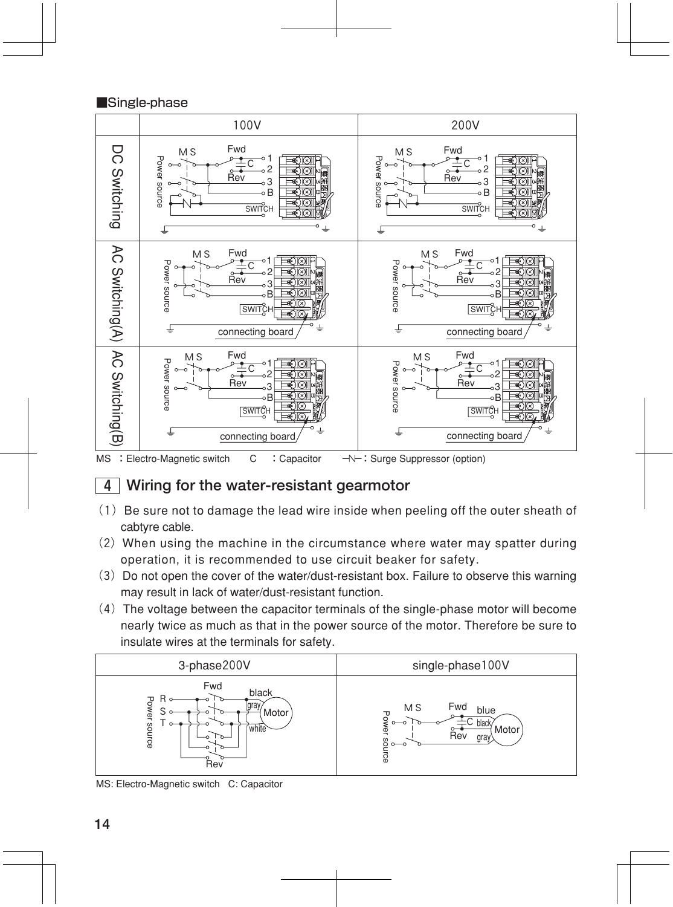■Single-phase

| | 100V | 200V |
|---|---|---|
| DC Switching | | |
| AC Switching(A) | | |
| AC Switching(B) | | |

MS ：Electro-Magnetic switch　　C ：Capacitor　　─N─：Surge Suppressor (option)

## 4 Wiring for the water-resistant gearmotor

(1) Be sure not to damage the lead wire inside when peeling off the outer sheath of cabtyre cable.

(2) When using the machine in the circumstance where water may spatter during operation, it is recommended to use circuit beaker for safety.

(3) Do not open the cover of the water/dust-resistant box. Failure to observe this warning may result in lack of water/dust-resistant function.

(4) The voltage between the capacitor terminals of the single-phase motor will become nearly twice as much as that in the power source of the motor. Therefore be sure to insulate wires at the terminals for safety.

| 3-phase200V | single-phase100V |
|---|---|
| | |

MS: Electro-Magnetic switch　C: Capacitor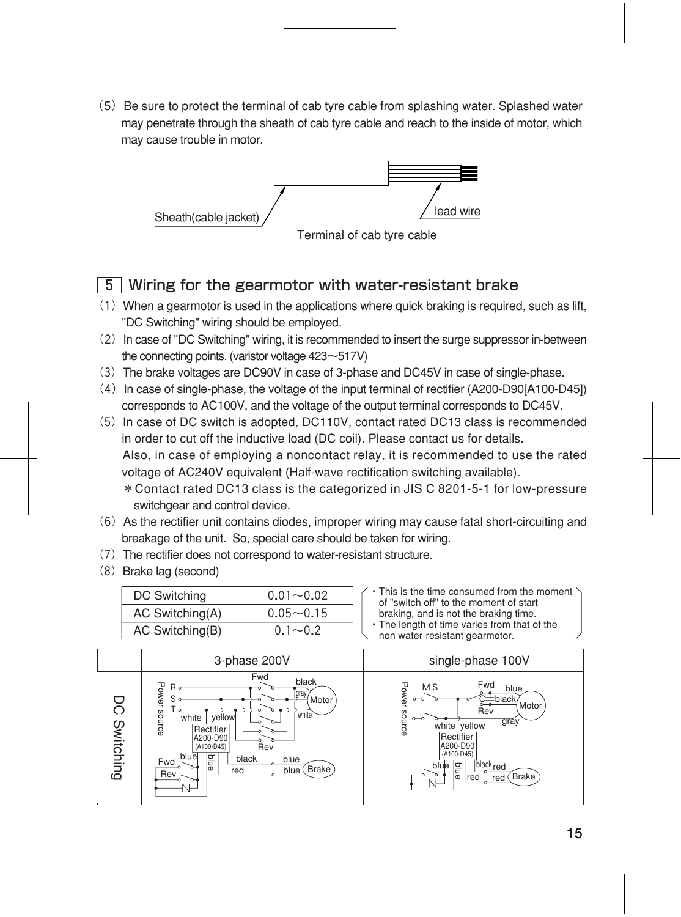(5) Be sure to protect the terminal of cab tyre cable from splashing water. Splashed water may penetrate through the sheath of cab tyre cable and reach to the inside of motor, which may cause trouble in motor.

Sheath(cable jacket)　　lead wire

Terminal of cab tyre cable

## 5 Wiring for the gearmotor with water-resistant brake

(1) When a gearmotor is used in the applications where quick braking is required, such as lift, "DC Switching" wiring should be employed.

(2) In case of "DC Switching" wiring, it is recommended to insert the surge suppressor in-between the connecting points. (varistor voltage 423～517V)

(3) The brake voltages are DC90V in case of 3-phase and DC45V in case of single-phase.

(4) In case of single-phase, the voltage of the input terminal of rectifier (A200-D90[A100-D45]) corresponds to AC100V, and the voltage of the output terminal corresponds to DC45V.

(5) In case of DC switch is adopted, DC110V, contact rated DC13 class is recommended in order to cut off the inductive load (DC coil). Please contact us for details.
Also, in case of employing a noncontact relay, it is recommended to use the rated voltage of AC240V equivalent (Half-wave rectification switching available).
＊Contact rated DC13 class is the categorized in JIS C 8201-5-1 for low-pressure switchgear and control device.

(6) As the rectifier unit contains diodes, improper wiring may cause fatal short-circuiting and breakage of the unit. So, special care should be taken for wiring.

(7) The rectifier does not correspond to water-resistant structure.

(8) Brake lag (second)

| | |
|---|---|
| DC Switching | 0.01～0.02 |
| AC Switching(A) | 0.05～0.15 |
| AC Switching(B) | 0.1～0.2 |

・This is the time consumed from the moment of "switch off" to the moment of start braking, and is not the braking time.
・The length of time varies from that of the non water-resistant gearmotor.

| | 3-phase 200V | single-phase 100V |
|---|---|---|
| DC Switching | Power source R S T; Fwd; Rev; Motor (black, gray, white); Rectifier A200-D90 (A100-D45) (white, yellow, blue, blue, black, red); Brake (blue, blue) | Power source M S; Fwd; Rev; C; Motor (blue, black, gray); Rectifier A200-D90 (A100-D45) (white, yellow, blue, blue, black, red); Brake (red, red) |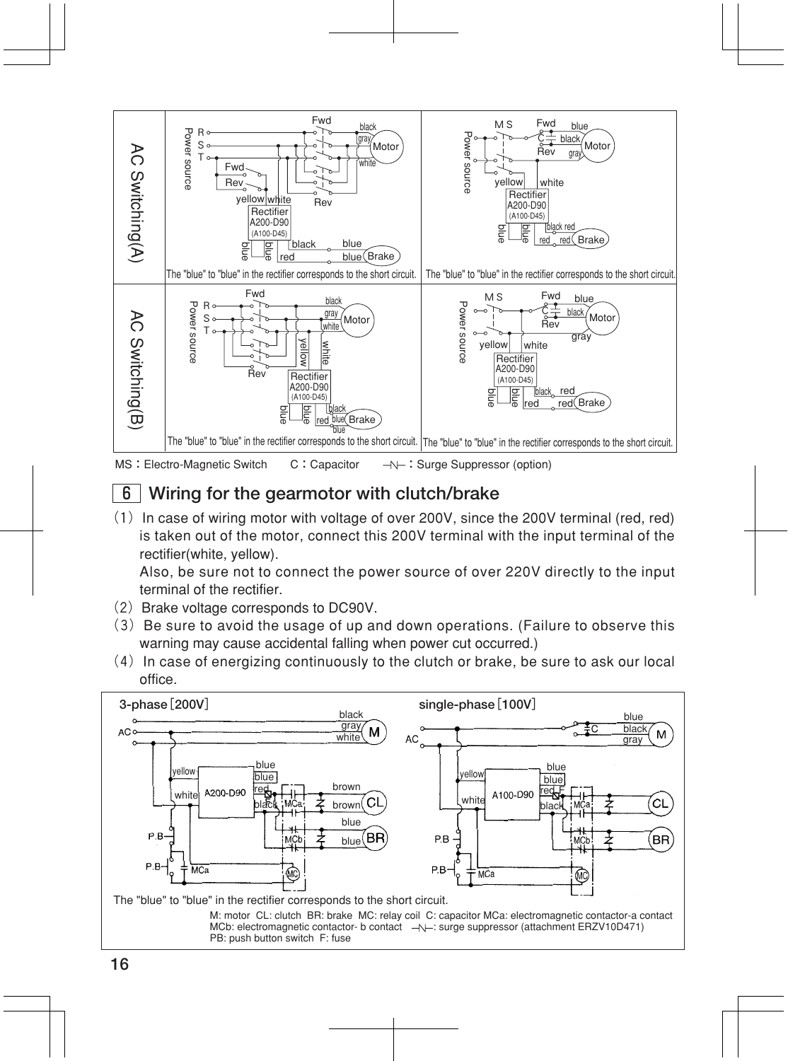AC Switching(A)

The "blue" to "blue" in the rectifier corresponds to the short circuit.

The "blue" to "blue" in the rectifier corresponds to the short circuit.

AC Switching(B)

The "blue" to "blue" in the rectifier corresponds to the short circuit.

The "blue" to "blue" in the rectifier corresponds to the short circuit.

MS：Electro-Magnetic Switch　　C：Capacitor　　—N—：Surge Suppressor (option)

## 6 Wiring for the gearmotor with clutch/brake

(1) In case of wiring motor with voltage of over 200V, since the 200V terminal (red, red) is taken out of the motor, connect this 200V terminal with the input terminal of the rectifier(white, yellow).
Also, be sure not to connect the power source of over 220V directly to the input terminal of the rectifier.

(2) Brake voltage corresponds to DC90V.

(3) Be sure to avoid the usage of up and down operations. (Failure to observe this warning may cause accidental falling when power cut occurred.)

(4) In case of energizing continuously to the clutch or brake, be sure to ask our local office.

3-phase [200V]　　single-phase [100V]

The "blue" to "blue" in the rectifier corresponds to the short circuit.

M: motor CL: clutch BR: brake MC: relay coil C: capacitor MCa: electromagnetic contactor-a contact
MCb: electromagnetic contactor- b contact —N—: surge suppressor (attachment ERZV10D471)
PB: push button switch F: fuse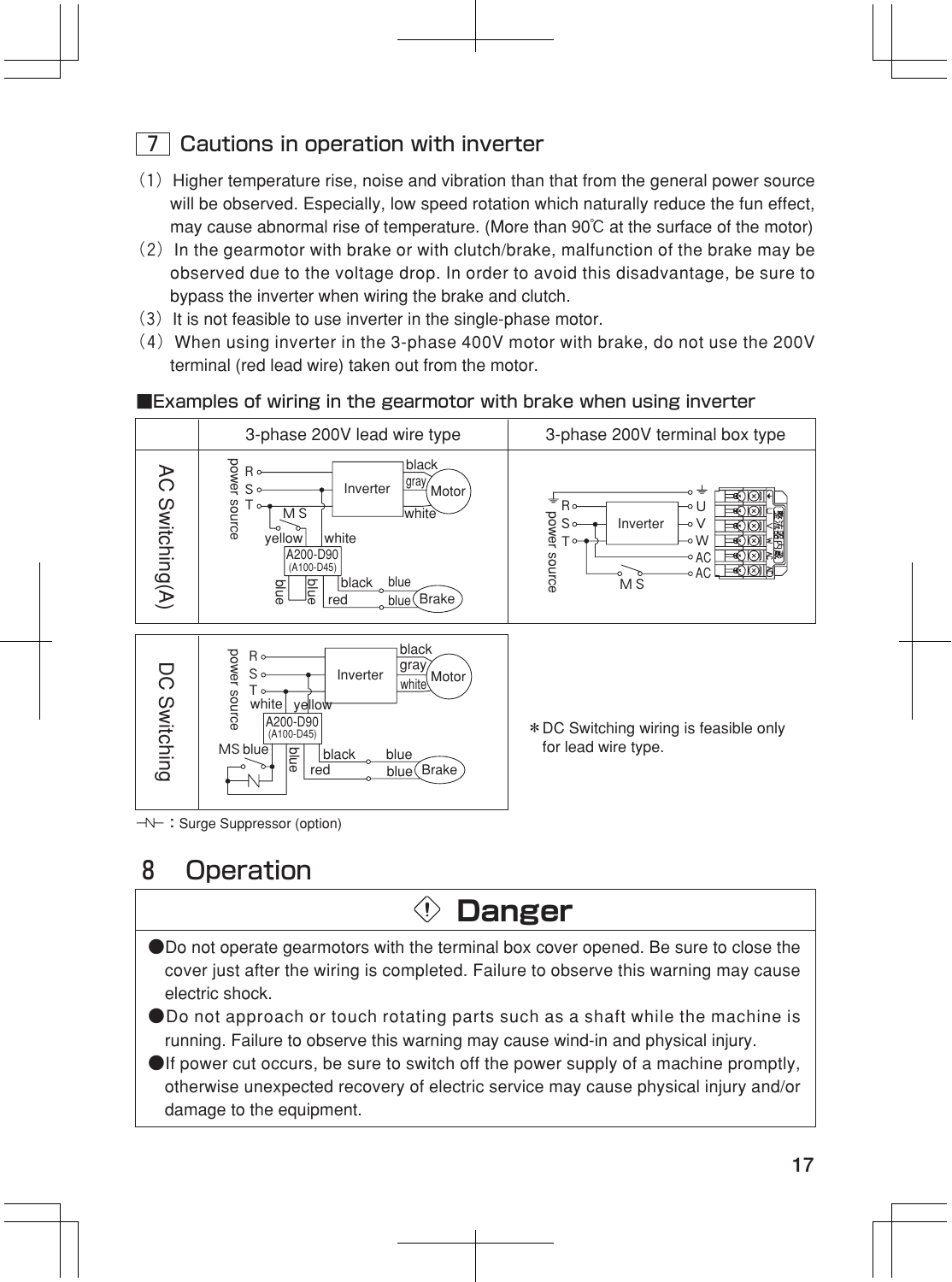## 7 Cautions in operation with inverter

(1) Higher temperature rise, noise and vibration than that from the general power source will be observed. Especially, low speed rotation which naturally reduce the fun effect, may cause abnormal rise of temperature. (More than 90℃ at the surface of the motor)

(2) In the gearmotor with brake or with clutch/brake, malfunction of the brake may be observed due to the voltage drop. In order to avoid this disadvantage, be sure to bypass the inverter when wiring the brake and clutch.

(3) It is not feasible to use inverter in the single-phase motor.

(4) When using inverter in the 3-phase 400V motor with brake, do not use the 200V terminal (red lead wire) taken out from the motor.

### ■Examples of wiring in the gearmotor with brake when using inverter

| | 3-phase 200V lead wire type | 3-phase 200V terminal box type |
|---|---|---|
| AC Switching(A) | power source R S T, M S, Inverter, Motor (black, gray, white), yellow, white, A200-D90 (A100-D45), blue, blue, black, red, blue, blue, Brake | power source R S T, Inverter, U V W AC AC, M S |
| DC Switching | power source R S T, Inverter, Motor (black, gray, white), white, yellow, A200-D90 (A100-D45), MS blue, blue, black, red, blue, blue, Brake | ＊DC Switching wiring is feasible only for lead wire type. |

—∕∕— : Surge Suppressor (option)

## 8 Operation

**Danger**

- Do not operate gearmotors with the terminal box cover opened. Be sure to close the cover just after the wiring is completed. Failure to observe this warning may cause electric shock.
- Do not approach or touch rotating parts such as a shaft while the machine is running. Failure to observe this warning may cause wind-in and physical injury.
- If power cut occurs, be sure to switch off the power supply of a machine promptly, otherwise unexpected recovery of electric service may cause physical injury and/or damage to the equipment.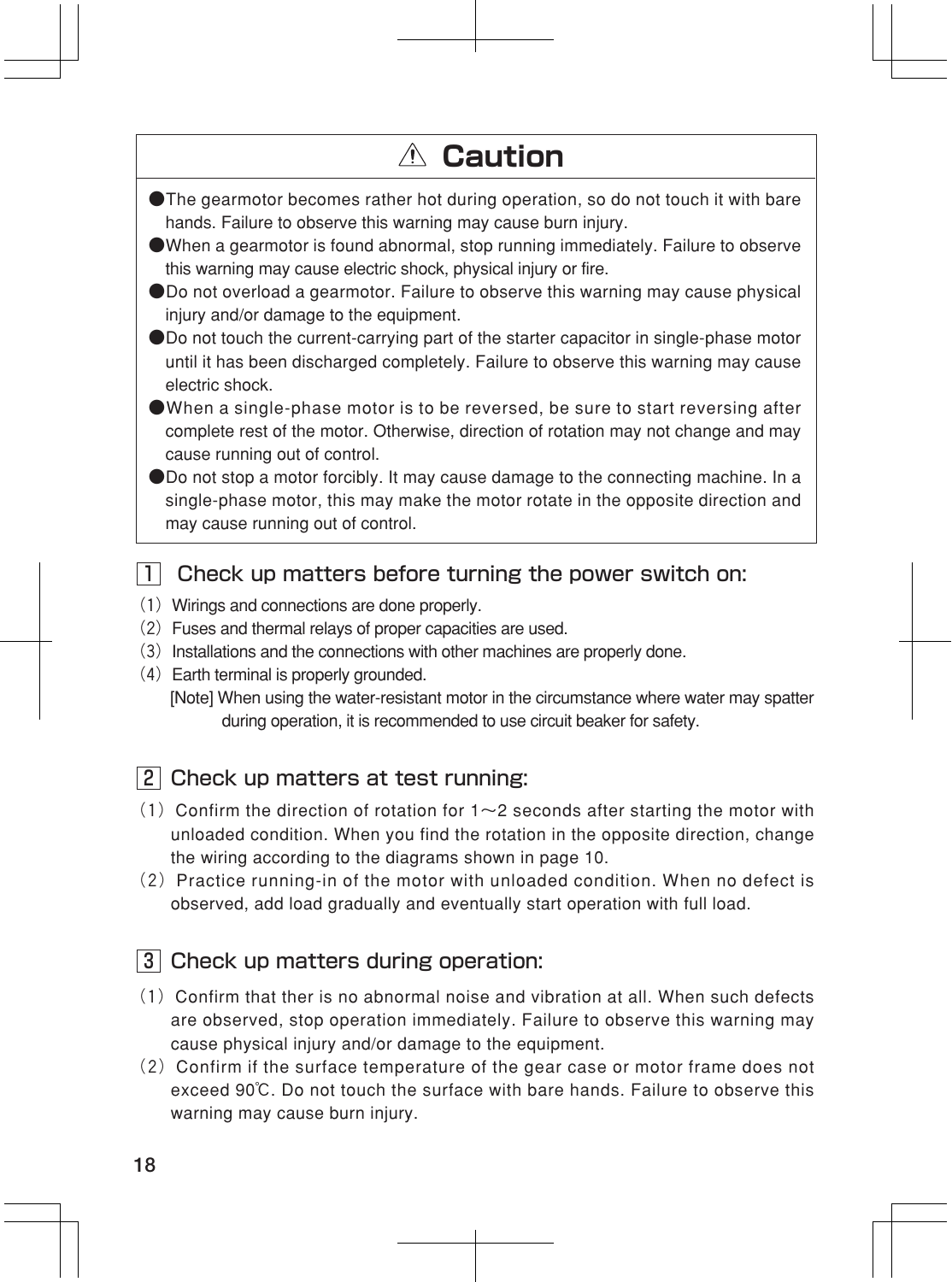## ⚠ Caution

- The gearmotor becomes rather hot during operation, so do not touch it with bare hands. Failure to observe this warning may cause burn injury.
- When a gearmotor is found abnormal, stop running immediately. Failure to observe this warning may cause electric shock, physical injury or fire.
- Do not overload a gearmotor. Failure to observe this warning may cause physical injury and/or damage to the equipment.
- Do not touch the current-carrying part of the starter capacitor in single-phase motor until it has been discharged completely. Failure to observe this warning may cause electric shock.
- When a single-phase motor is to be reversed, be sure to start reversing after complete rest of the motor. Otherwise, direction of rotation may not change and may cause running out of control.
- Do not stop a motor forcibly. It may cause damage to the connecting machine. In a single-phase motor, this may make the motor rotate in the opposite direction and may cause running out of control.

## 1 Check up matters before turning the power switch on:

(1) Wirings and connections are done properly.
(2) Fuses and thermal relays of proper capacities are used.
(3) Installations and the connections with other machines are properly done.
(4) Earth terminal is properly grounded.
[Note] When using the water-resistant motor in the circumstance where water may spatter during operation, it is recommended to use circuit beaker for safety.

## 2 Check up matters at test running:

(1) Confirm the direction of rotation for 1～2 seconds after starting the motor with unloaded condition. When you find the rotation in the opposite direction, change the wiring according to the diagrams shown in page 10.
(2) Practice running-in of the motor with unloaded condition. When no defect is observed, add load gradually and eventually start operation with full load.

## 3 Check up matters during operation:

(1) Confirm that ther is no abnormal noise and vibration at all. When such defects are observed, stop operation immediately. Failure to observe this warning may cause physical injury and/or damage to the equipment.
(2) Confirm if the surface temperature of the gear case or motor frame does not exceed 90℃. Do not touch the surface with bare hands. Failure to observe this warning may cause burn injury.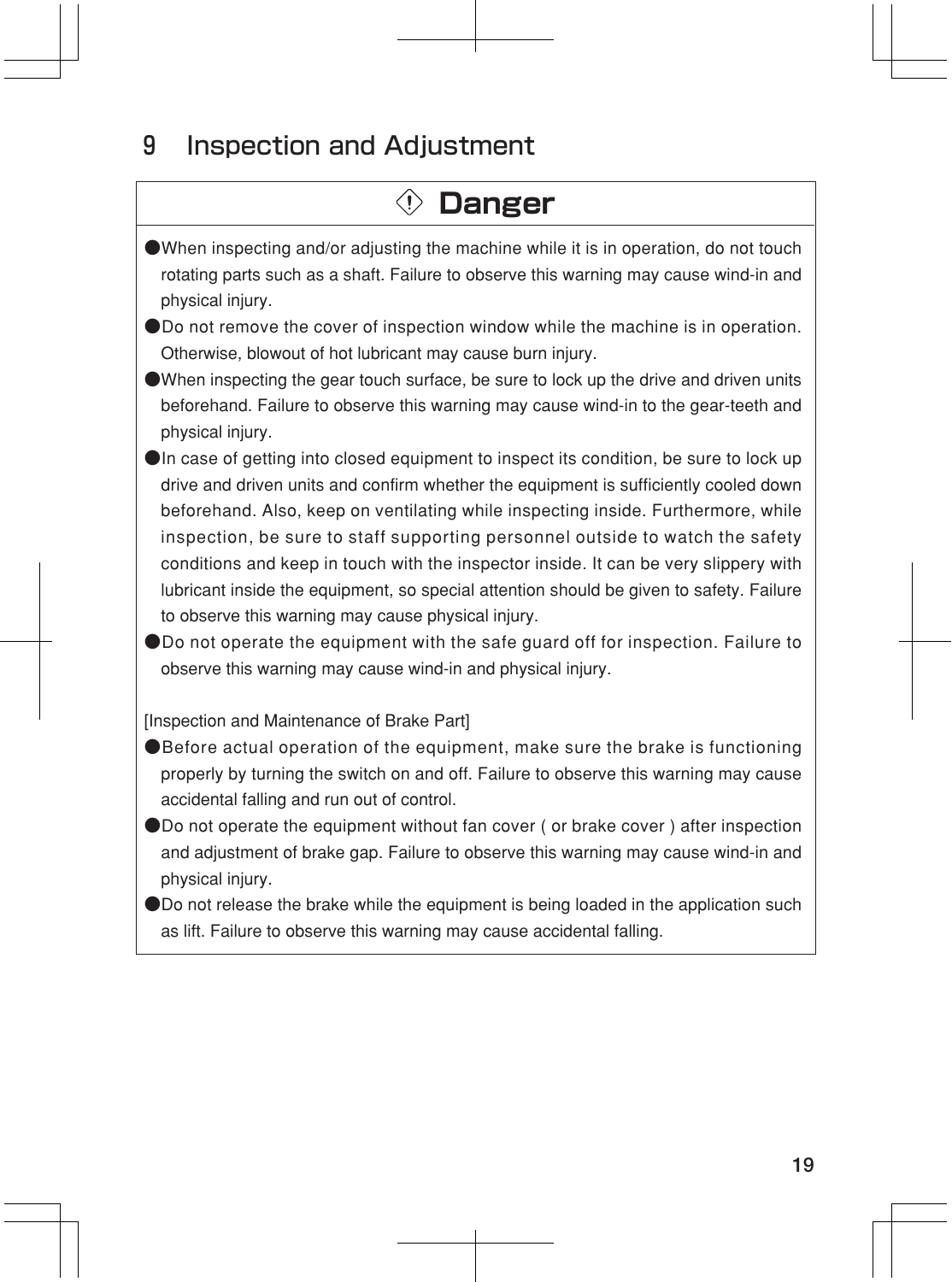# 9 Inspection and Adjustment

## ⚠ Danger

- When inspecting and/or adjusting the machine while it is in operation, do not touch rotating parts such as a shaft. Failure to observe this warning may cause wind-in and physical injury.
- Do not remove the cover of inspection window while the machine is in operation. Otherwise, blowout of hot lubricant may cause burn injury.
- When inspecting the gear touch surface, be sure to lock up the drive and driven units beforehand. Failure to observe this warning may cause wind-in to the gear-teeth and physical injury.
- In case of getting into closed equipment to inspect its condition, be sure to lock up drive and driven units and confirm whether the equipment is sufficiently cooled down beforehand. Also, keep on ventilating while inspecting inside. Furthermore, while inspection, be sure to staff supporting personnel outside to watch the safety conditions and keep in touch with the inspector inside. It can be very slippery with lubricant inside the equipment, so special attention should be given to safety. Failure to observe this warning may cause physical injury.
- Do not operate the equipment with the safe guard off for inspection. Failure to observe this warning may cause wind-in and physical injury.

[Inspection and Maintenance of Brake Part]

- Before actual operation of the equipment, make sure the brake is functioning properly by turning the switch on and off. Failure to observe this warning may cause accidental falling and run out of control.
- Do not operate the equipment without fan cover ( or brake cover ) after inspection and adjustment of brake gap. Failure to observe this warning may cause wind-in and physical injury.
- Do not release the brake while the equipment is being loaded in the application such as lift. Failure to observe this warning may cause accidental falling.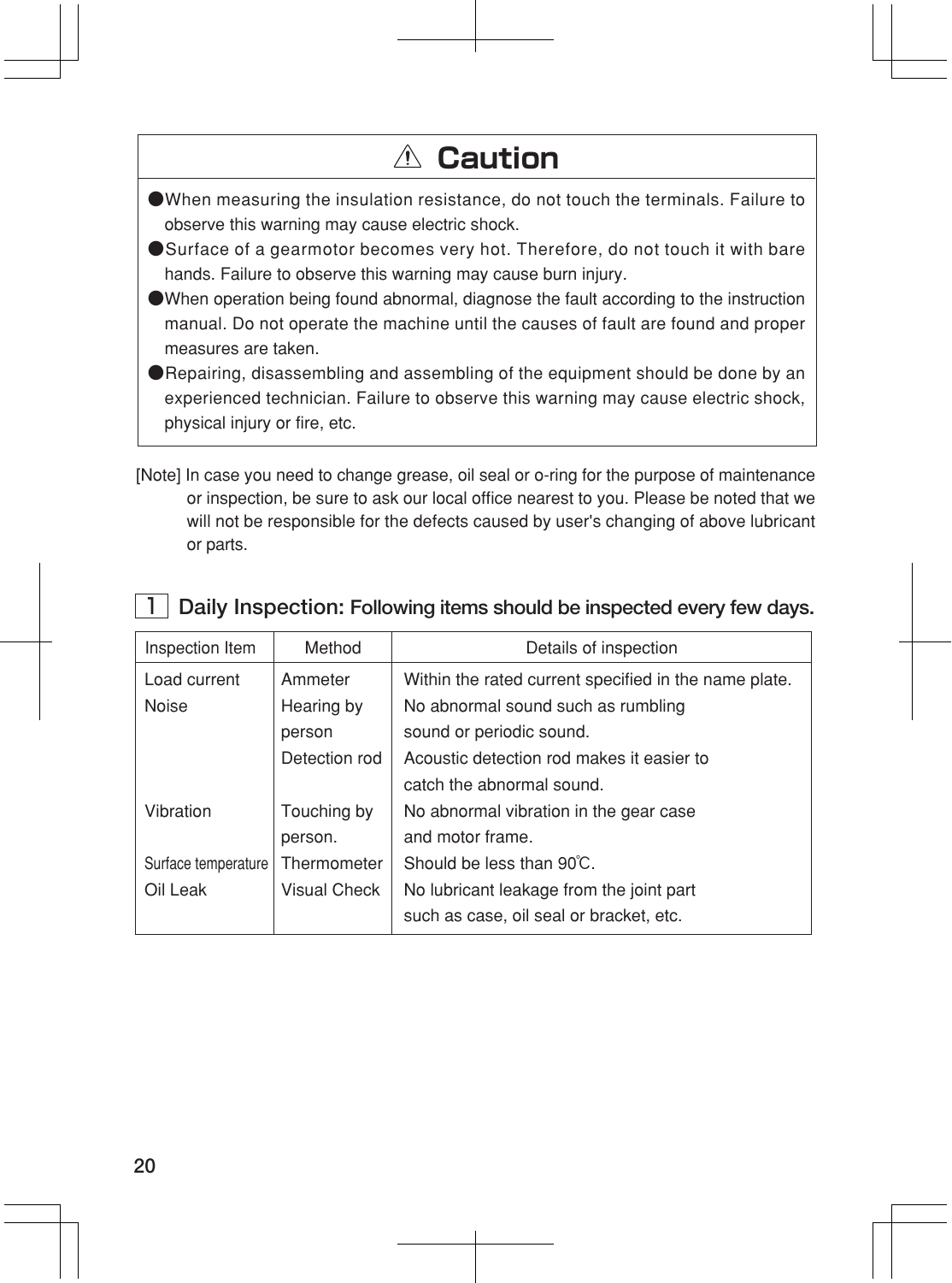## ⚠ Caution

- When measuring the insulation resistance, do not touch the terminals. Failure to observe this warning may cause electric shock.
- Surface of a gearmotor becomes very hot. Therefore, do not touch it with bare hands. Failure to observe this warning may cause burn injury.
- When operation being found abnormal, diagnose the fault according to the instruction manual. Do not operate the machine until the causes of fault are found and proper measures are taken.
- Repairing, disassembling and assembling of the equipment should be done by an experienced technician. Failure to observe this warning may cause electric shock, physical injury or fire, etc.

[Note] In case you need to change grease, oil seal or o-ring for the purpose of maintenance or inspection, be sure to ask our local office nearest to you. Please be noted that we will not be responsible for the defects caused by user's changing of above lubricant or parts.

## 1 Daily Inspection: Following items should be inspected every few days.

| Inspection Item | Method | Details of inspection |
| --- | --- | --- |
| Load current | Ammeter | Within the rated current specified in the name plate. |
| Noise | Hearing by person | No abnormal sound such as rumbling sound or periodic sound. |
| | Detection rod | Acoustic detection rod makes it easier to catch the abnormal sound. |
| Vibration | Touching by person. | No abnormal vibration in the gear case and motor frame. |
| Surface temperature | Thermometer | Should be less than 90℃. |
| Oil Leak | Visual Check | No lubricant leakage from the joint part such as case, oil seal or bracket, etc. |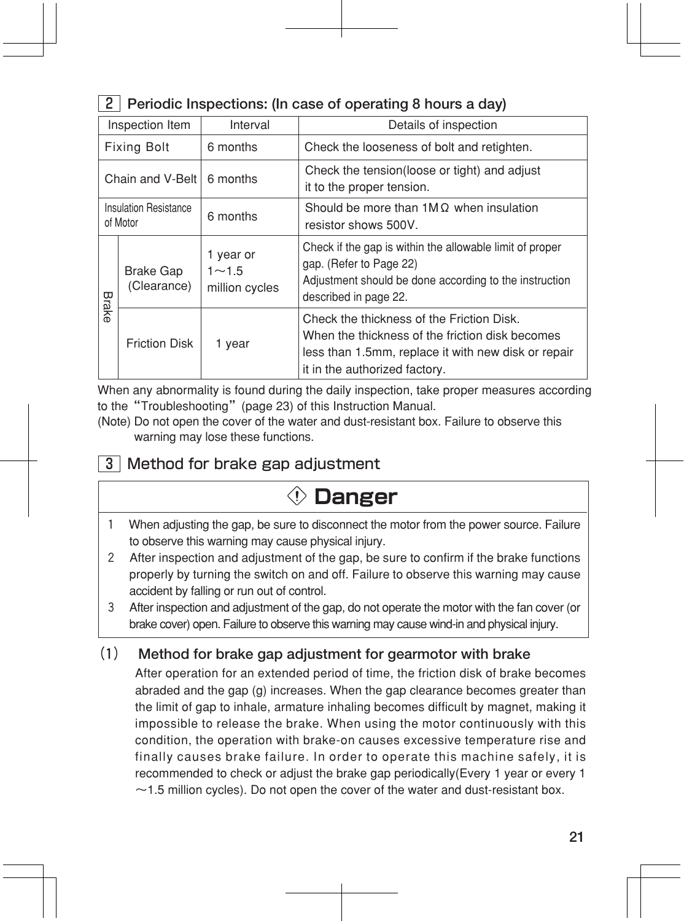## 2 Periodic Inspections: (In case of operating 8 hours a day)

| Inspection Item | | Interval | Details of inspection |
|---|---|---|---|
| Fixing Bolt | | 6 months | Check the looseness of bolt and retighten. |
| Chain and V-Belt | | 6 months | Check the tension(loose or tight) and adjust it to the proper tension. |
| Insulation Resistance of Motor | | 6 months | Should be more than 1MΩ when insulation resistor shows 500V. |
| Brake | Brake Gap (Clearance) | 1 year or 1～1.5 million cycles | Check if the gap is within the allowable limit of proper gap. (Refer to Page 22) Adjustment should be done according to the instruction described in page 22. |
| | Friction Disk | 1 year | Check the thickness of the Friction Disk. When the thickness of the friction disk becomes less than 1.5mm, replace it with new disk or repair it in the authorized factory. |

When any abnormality is found during the daily inspection, take proper measures according to the "Troubleshooting" (page 23) of this Instruction Manual.

(Note) Do not open the cover of the water and dust-resistant box. Failure to observe this warning may lose these functions.

## 3 Method for brake gap adjustment

**Danger**

1. When adjusting the gap, be sure to disconnect the motor from the power source. Failure to observe this warning may cause physical injury.
2. After inspection and adjustment of the gap, be sure to confirm if the brake functions properly by turning the switch on and off. Failure to observe this warning may cause accident by falling or run out of control.
3. After inspection and adjustment of the gap, do not operate the motor with the fan cover (or brake cover) open. Failure to observe this warning may cause wind-in and physical injury.

### (1) Method for brake gap adjustment for gearmotor with brake

After operation for an extended period of time, the friction disk of brake becomes abraded and the gap (g) increases. When the gap clearance becomes greater than the limit of gap to inhale, armature inhaling becomes difficult by magnet, making it impossible to release the brake. When using the motor continuously with this condition, the operation with brake-on causes excessive temperature rise and finally causes brake failure. In order to operate this machine safely, it is recommended to check or adjust the brake gap periodically(Every 1 year or every 1～1.5 million cycles). Do not open the cover of the water and dust-resistant box.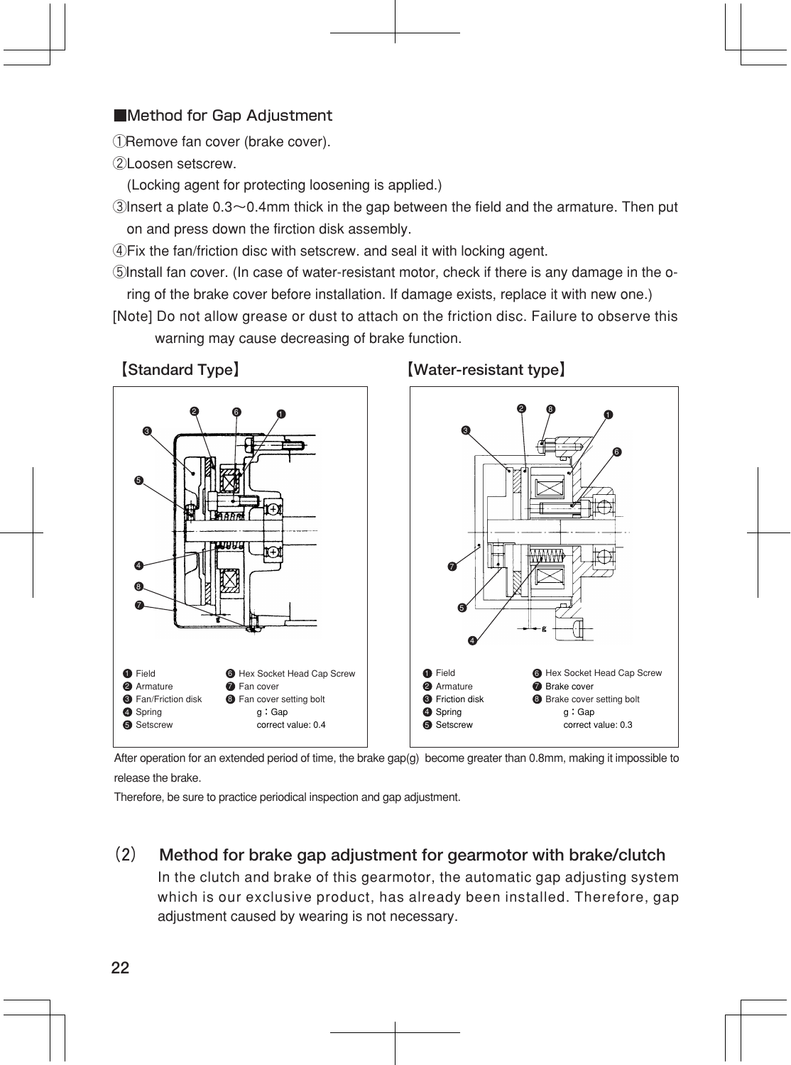## ■Method for Gap Adjustment

①Remove fan cover (brake cover).

②Loosen setscrew.
(Locking agent for protecting loosening is applied.)

③Insert a plate 0.3～0.4mm thick in the gap between the field and the armature. Then put on and press down the firction disk assembly.

④Fix the fan/friction disc with setscrew. and seal it with locking agent.

⑤Install fan cover. (In case of water-resistant motor, check if there is any damage in the o-ring of the brake cover before installation. If damage exists, replace it with new one.)

[Note] Do not allow grease or dust to attach on the friction disc. Failure to observe this warning may cause decreasing of brake function.

### 【Standard Type】

❶ Field
❷ Armature
❸ Fan/Friction disk
❹ Spring
❺ Setscrew
❻ Hex Socket Head Cap Screw
❼ Fan cover
❽ Fan cover setting bolt

g：Gap
correct value: 0.4

### 【Water-resistant type】

❶ Field
❷ Armature
❸ Friction disk
❹ Spring
❺ Setscrew
❻ Hex Socket Head Cap Screw
❼ Brake cover
❽ Brake cover setting bolt

g：Gap
correct value: 0.3

After operation for an extended period of time, the brake gap(g) become greater than 0.8mm, making it impossible to release the brake.

Therefore, be sure to practice periodical inspection and gap adjustment.

### (2) Method for brake gap adjustment for gearmotor with brake/clutch

In the clutch and brake of this gearmotor, the automatic gap adjusting system which is our exclusive product, has already been installed. Therefore, gap adjustment caused by wearing is not necessary.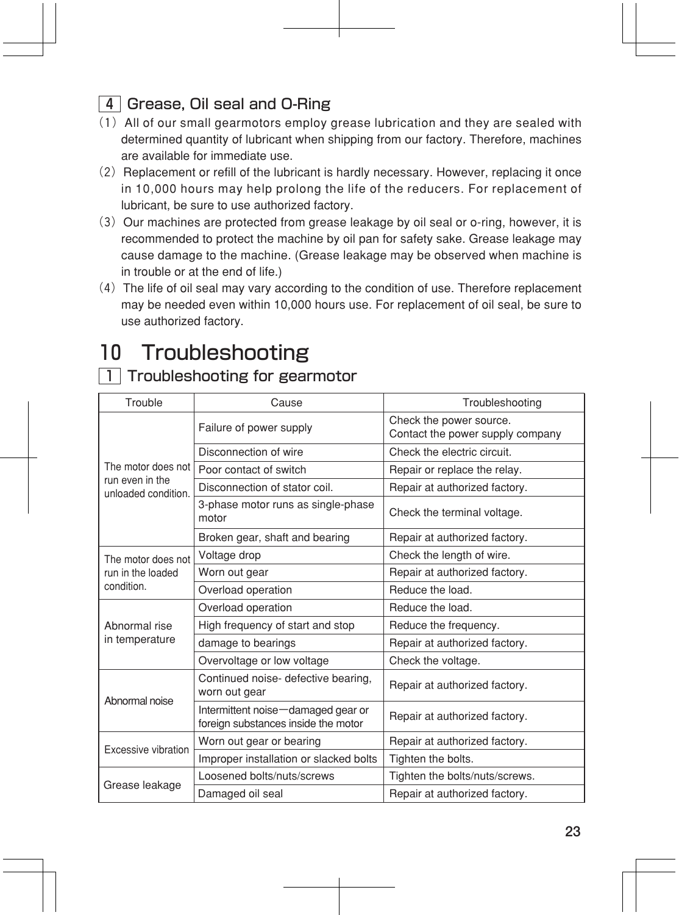### 4 Grease, Oil seal and O-Ring

(1) All of our small gearmotors employ grease lubrication and they are sealed with determined quantity of lubricant when shipping from our factory. Therefore, machines are available for immediate use.

(2) Replacement or refill of the lubricant is hardly necessary. However, replacing it once in 10,000 hours may help prolong the life of the reducers. For replacement of lubricant, be sure to use authorized factory.

(3) Our machines are protected from grease leakage by oil seal or o-ring, however, it is recommended to protect the machine by oil pan for safety sake. Grease leakage may cause damage to the machine. (Grease leakage may be observed when machine is in trouble or at the end of life.)

(4) The life of oil seal may vary according to the condition of use. Therefore replacement may be needed even within 10,000 hours use. For replacement of oil seal, be sure to use authorized factory.

# 10 Troubleshooting

## 1 Troubleshooting for gearmotor

| Trouble | Cause | Troubleshooting |
|---|---|---|
| The motor does not run even in the unloaded condition. | Failure of power supply | Check the power source. Contact the power supply company |
| | Disconnection of wire | Check the electric circuit. |
| | Poor contact of switch | Repair or replace the relay. |
| | Disconnection of stator coil. | Repair at authorized factory. |
| | 3-phase motor runs as single-phase motor | Check the terminal voltage. |
| | Broken gear, shaft and bearing | Repair at authorized factory. |
| The motor does not run in the loaded condition. | Voltage drop | Check the length of wire. |
| | Worn out gear | Repair at authorized factory. |
| | Overload operation | Reduce the load. |
| Abnormal rise in temperature | Overload operation | Reduce the load. |
| | High frequency of start and stop | Reduce the frequency. |
| | damage to bearings | Repair at authorized factory. |
| | Overvoltage or low voltage | Check the voltage. |
| Abnormal noise | Continued noise- defective bearing, worn out gear | Repair at authorized factory. |
| | Intermittent noise－damaged gear or foreign substances inside the motor | Repair at authorized factory. |
| Excessive vibration | Worn out gear or bearing | Repair at authorized factory. |
| | Improper installation or slacked bolts | Tighten the bolts. |
| Grease leakage | Loosened bolts/nuts/screws | Tighten the bolts/nuts/screws. |
| | Damaged oil seal | Repair at authorized factory. |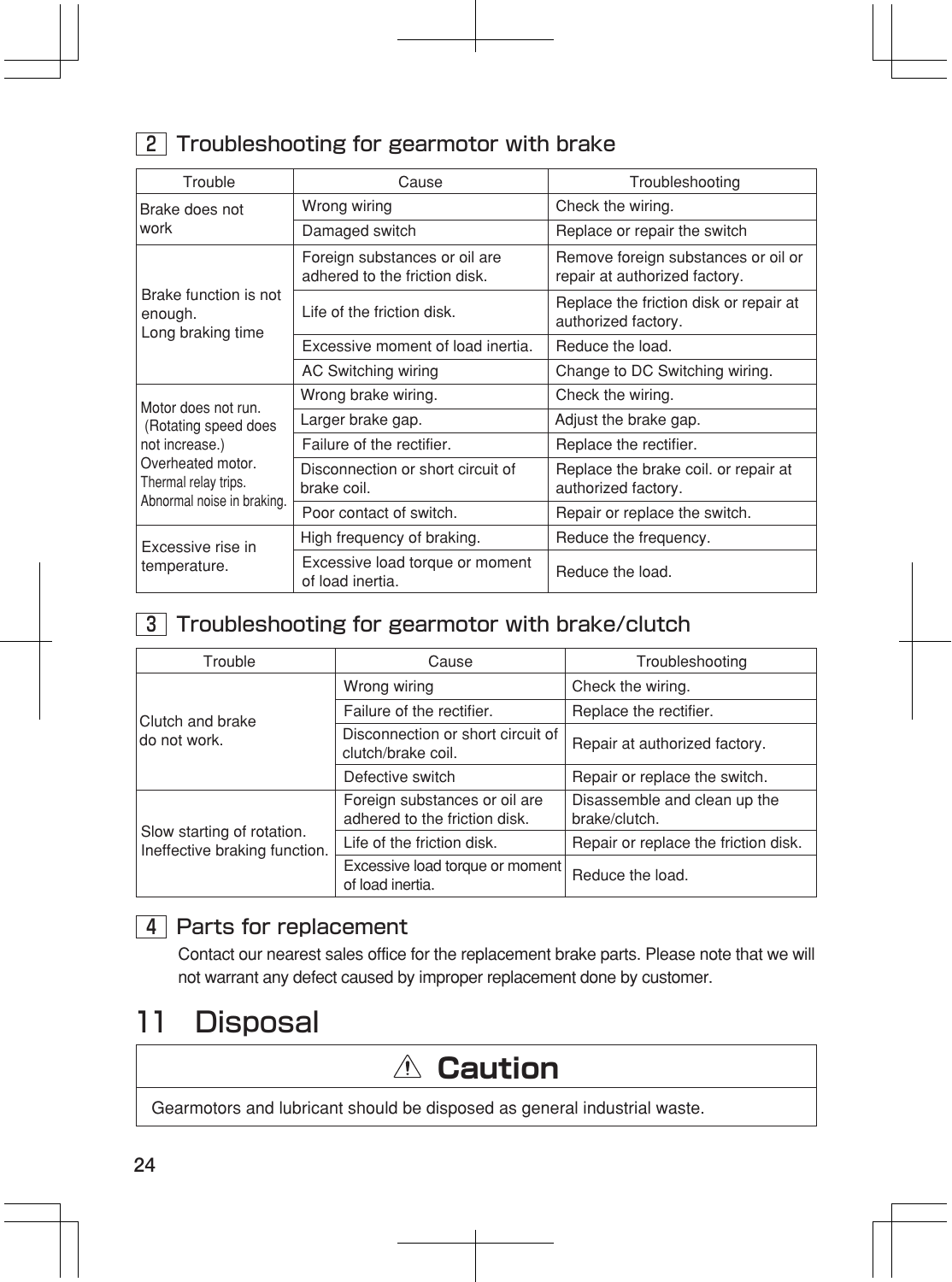## 2 Troubleshooting for gearmotor with brake

| Trouble | Cause | Troubleshooting |
|---|---|---|
| Brake does not work | Wrong wiring | Check the wiring. |
| | Damaged switch | Replace or repair the switch |
| Brake function is not enough. Long braking time | Foreign substances or oil are adhered to the friction disk. | Remove foreign substances or oil or repair at authorized factory. |
| | Life of the friction disk. | Replace the friction disk or repair at authorized factory. |
| | Excessive moment of load inertia. | Reduce the load. |
| | AC Switching wiring | Change to DC Switching wiring. |
| Motor does not run. (Rotating speed does not increase.) Overheated motor. Thermal relay trips. Abnormal noise in braking. | Wrong brake wiring. | Check the wiring. |
| | Larger brake gap. | Adjust the brake gap. |
| | Failure of the rectifier. | Replace the rectifier. |
| | Disconnection or short circuit of brake coil. | Replace the brake coil. or repair at authorized factory. |
| | Poor contact of switch. | Repair or replace the switch. |
| Excessive rise in temperature. | High frequency of braking. | Reduce the frequency. |
| | Excessive load torque or moment of load inertia. | Reduce the load. |

## 3 Troubleshooting for gearmotor with brake/clutch

| Trouble | Cause | Troubleshooting |
|---|---|---|
| Clutch and brake do not work. | Wrong wiring | Check the wiring. |
| | Failure of the rectifier. | Replace the rectifier. |
| | Disconnection or short circuit of clutch/brake coil. | Repair at authorized factory. |
| | Defective switch | Repair or replace the switch. |
| Slow starting of rotation. Ineffective braking function. | Foreign substances or oil are adhered to the friction disk. | Disassemble and clean up the brake/clutch. |
| | Life of the friction disk. | Repair or replace the friction disk. |
| | Excessive load torque or moment of load inertia. | Reduce the load. |

## 4 Parts for replacement

Contact our nearest sales office for the replacement brake parts. Please note that we will not warrant any defect caused by improper replacement done by customer.

# 11 Disposal

| ⚠ Caution |
|---|
| Gearmotors and lubricant should be disposed as general industrial waste. |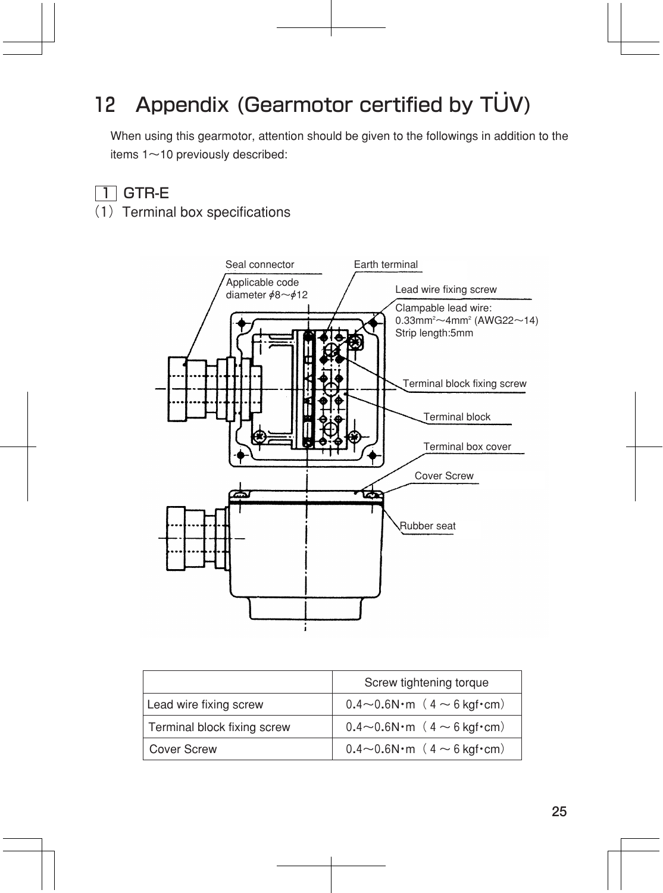# 12 Appendix (Gearmotor certified by TÜV)

When using this gearmotor, attention should be given to the followings in addition to the items 1～10 previously described:

## 1 GTR-E

(1) Terminal box specifications

Seal connector

Applicable code diameter ϕ8～ϕ12

Earth terminal

Lead wire fixing screw

Clampable lead wire: 0.33mm²～4mm² (AWG22～14) Strip length:5mm

Terminal block fixing screw

Terminal block

Terminal box cover

Cover Screw

Rubber seat

| | Screw tightening torque |
|---|---|
| Lead wire fixing screw | 0.4～0.6N･m（4～6 kgf･cm） |
| Terminal block fixing screw | 0.4～0.6N･m（4～6 kgf･cm） |
| Cover Screw | 0.4～0.6N･m（4～6 kgf･cm） |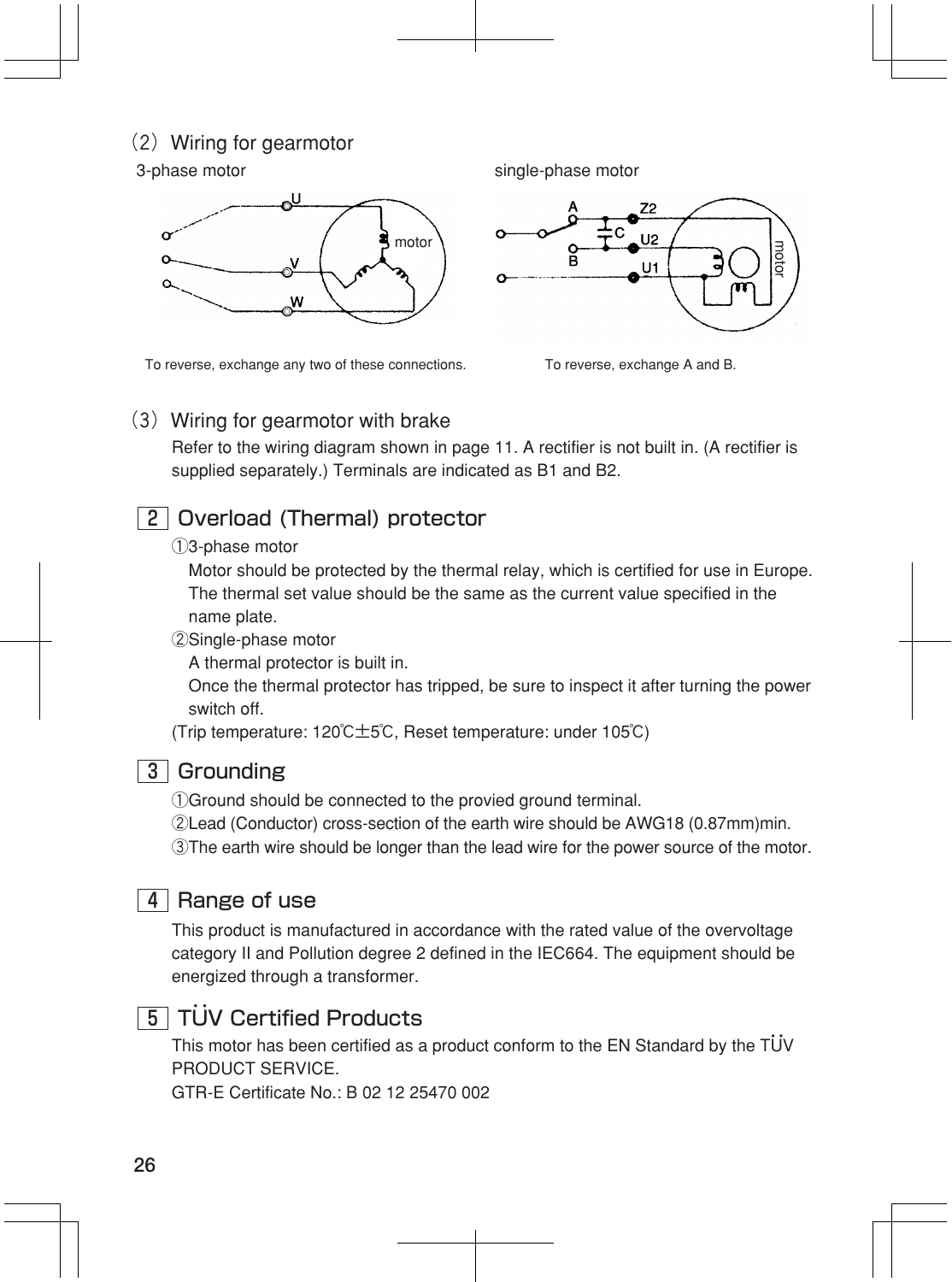## (2) Wiring for gearmotor

3-phase motor

single-phase motor

To reverse, exchange any two of these connections.

To reverse, exchange A and B.

## (3) Wiring for gearmotor with brake

Refer to the wiring diagram shown in page 11. A rectifier is not built in. (A rectifier is supplied separately.) Terminals are indicated as B1 and B2.

## 2 Overload (Thermal) protector

①3-phase motor
Motor should be protected by the thermal relay, which is certified for use in Europe. The thermal set value should be the same as the current value specified in the name plate.

②Single-phase motor
A thermal protector is built in.
Once the thermal protector has tripped, be sure to inspect it after turning the power switch off.

(Trip temperature: 120℃±5℃, Reset temperature: under 105℃)

## 3 Grounding

①Ground should be connected to the provied ground terminal.
②Lead (Conductor) cross-section of the earth wire should be AWG18 (0.87mm)min.
③The earth wire should be longer than the lead wire for the power source of the motor.

## 4 Range of use

This product is manufactured in accordance with the rated value of the overvoltage category II and Pollution degree 2 defined in the IEC664. The equipment should be energized through a transformer.

## 5 TÜV Certified Products

This motor has been certified as a product conform to the EN Standard by the TÜV PRODUCT SERVICE.
GTR-E Certificate No.: B 02 12 25470 002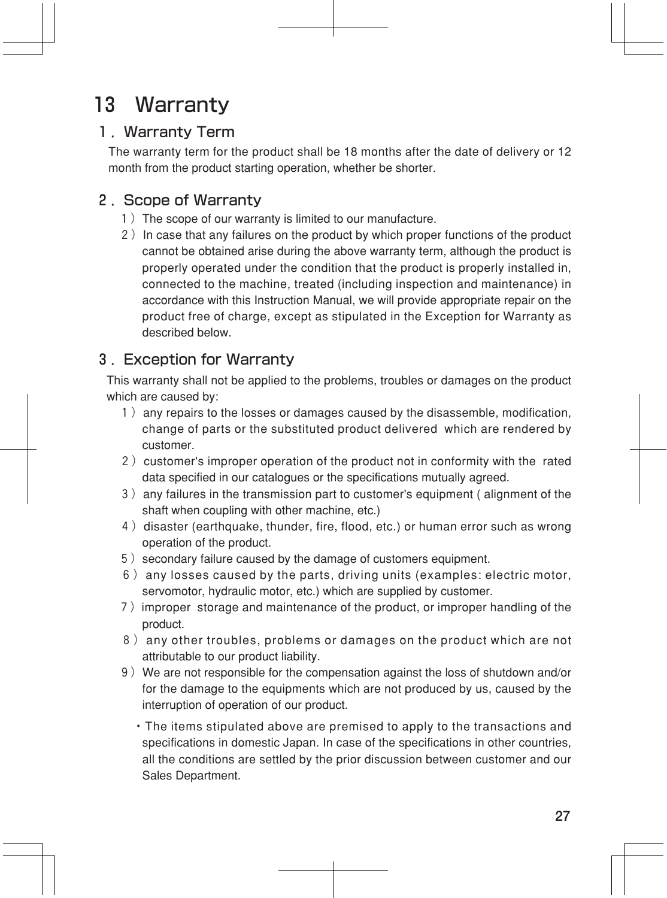# 13 Warranty

## 1. Warranty Term

The warranty term for the product shall be 18 months after the date of delivery or 12 month from the product starting operation, whether be shorter.

## 2. Scope of Warranty

1) The scope of our warranty is limited to our manufacture.

2) In case that any failures on the product by which proper functions of the product cannot be obtained arise during the above warranty term, although the product is properly operated under the condition that the product is properly installed in, connected to the machine, treated (including inspection and maintenance) in accordance with this Instruction Manual, we will provide appropriate repair on the product free of charge, except as stipulated in the Exception for Warranty as described below.

## 3. Exception for Warranty

This warranty shall not be applied to the problems, troubles or damages on the product which are caused by:

1) any repairs to the losses or damages caused by the disassemble, modification, change of parts or the substituted product delivered which are rendered by customer.

2) customer's improper operation of the product not in conformity with the rated data specified in our catalogues or the specifications mutually agreed.

3) any failures in the transmission part to customer's equipment ( alignment of the shaft when coupling with other machine, etc.)

4) disaster (earthquake, thunder, fire, flood, etc.) or human error such as wrong operation of the product.

5) secondary failure caused by the damage of customers equipment.

6) any losses caused by the parts, driving units (examples: electric motor, servomotor, hydraulic motor, etc.) which are supplied by customer.

7) improper storage and maintenance of the product, or improper handling of the product.

8) any other troubles, problems or damages on the product which are not attributable to our product liability.

9) We are not responsible for the compensation against the loss of shutdown and/or for the damage to the equipments which are not produced by us, caused by the interruption of operation of our product.

・The items stipulated above are premised to apply to the transactions and specifications in domestic Japan. In case of the specifications in other countries, all the conditions are settled by the prior discussion between customer and our Sales Department.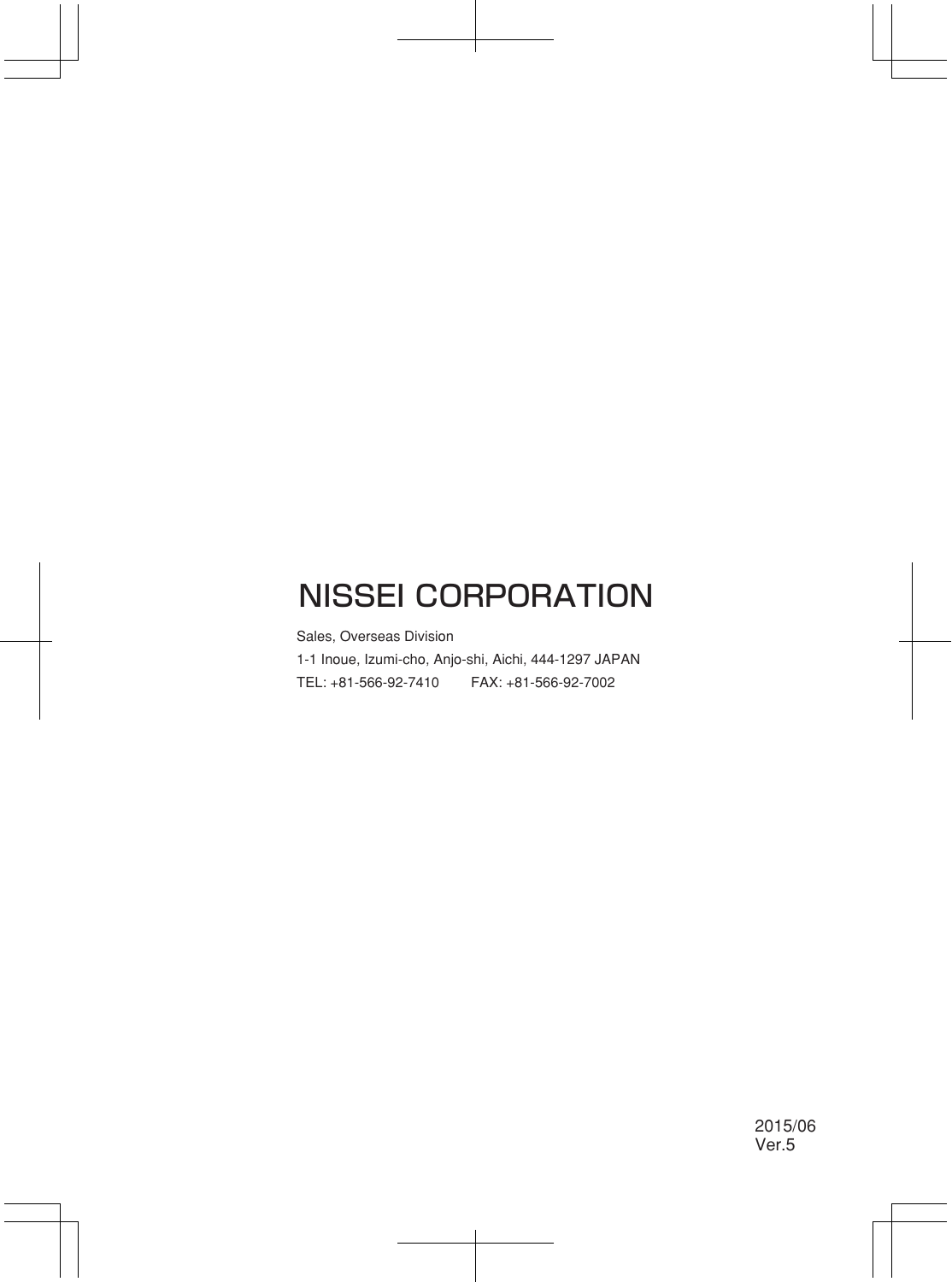# NISSEI CORPORATION

Sales, Overseas Division

1-1 Inoue, Izumi-cho, Anjo-shi, Aichi, 444-1297 JAPAN

TEL: +81-566-92-7410　　FAX: +81-566-92-7002

2015/06
Ver.5